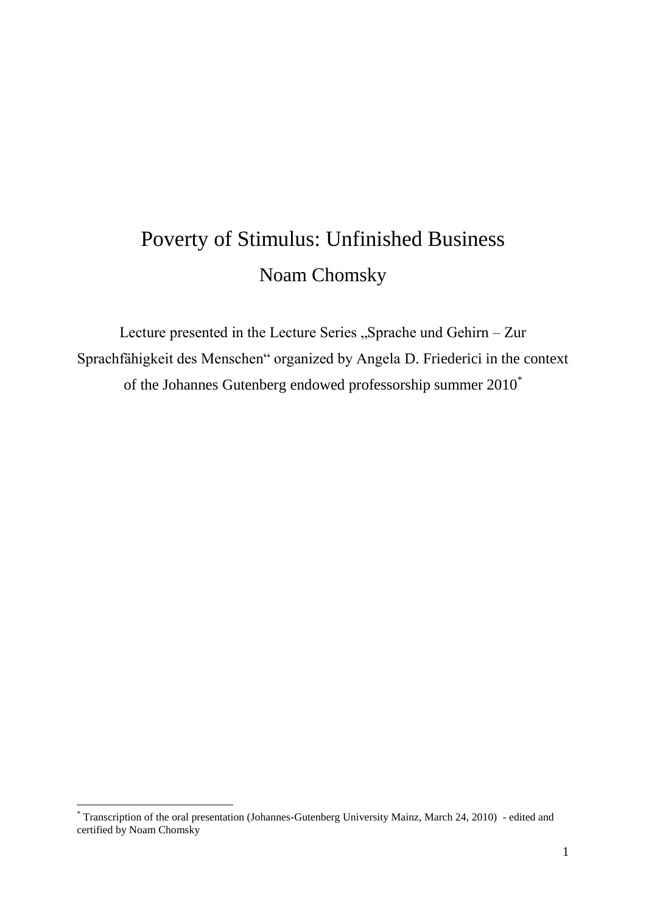# Poverty of Stimulus: Unfinished Business

## Noam Chomsky

Lecture presented in the Lecture Series „Sprache und Gehirn – Zur Sprachfähigkeit des Menschen“ organized by Angela D. Friederici in the context of the Johannes Gutenberg endowed professorship summer 2010[*]

---

[*] Transcription of the oral presentation (Johannes-Gutenberg University Mainz, March 24, 2010) - edited and certified by Noam Chomsky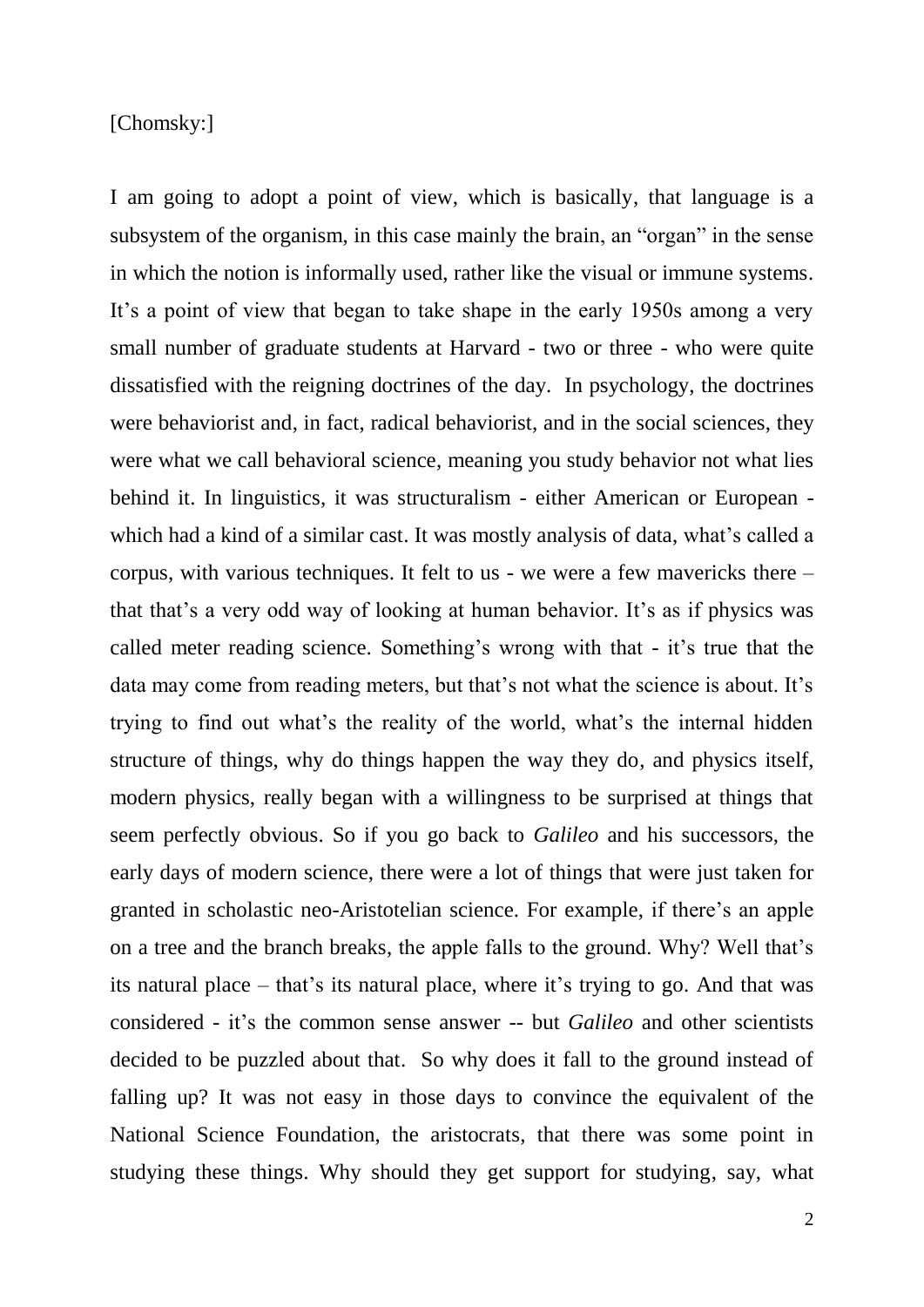[Chomsky:]

I am going to adopt a point of view, which is basically, that language is a subsystem of the organism, in this case mainly the brain, an "organ" in the sense in which the notion is informally used, rather like the visual or immune systems. It's a point of view that began to take shape in the early 1950s among a very small number of graduate students at Harvard - two or three - who were quite dissatisfied with the reigning doctrines of the day. In psychology, the doctrines were behaviorist and, in fact, radical behaviorist, and in the social sciences, they were what we call behavioral science, meaning you study behavior not what lies behind it. In linguistics, it was structuralism - either American or European - which had a kind of a similar cast. It was mostly analysis of data, what's called a corpus, with various techniques. It felt to us - we were a few mavericks there – that that's a very odd way of looking at human behavior. It's as if physics was called meter reading science. Something's wrong with that - it's true that the data may come from reading meters, but that's not what the science is about. It's trying to find out what's the reality of the world, what's the internal hidden structure of things, why do things happen the way they do, and physics itself, modern physics, really began with a willingness to be surprised at things that seem perfectly obvious. So if you go back to *Galileo* and his successors, the early days of modern science, there were a lot of things that were just taken for granted in scholastic neo-Aristotelian science. For example, if there's an apple on a tree and the branch breaks, the apple falls to the ground. Why? Well that's its natural place – that's its natural place, where it's trying to go. And that was considered - it's the common sense answer -- but *Galileo* and other scientists decided to be puzzled about that. So why does it fall to the ground instead of falling up? It was not easy in those days to convince the equivalent of the National Science Foundation, the aristocrats, that there was some point in studying these things. Why should they get support for studying, say, what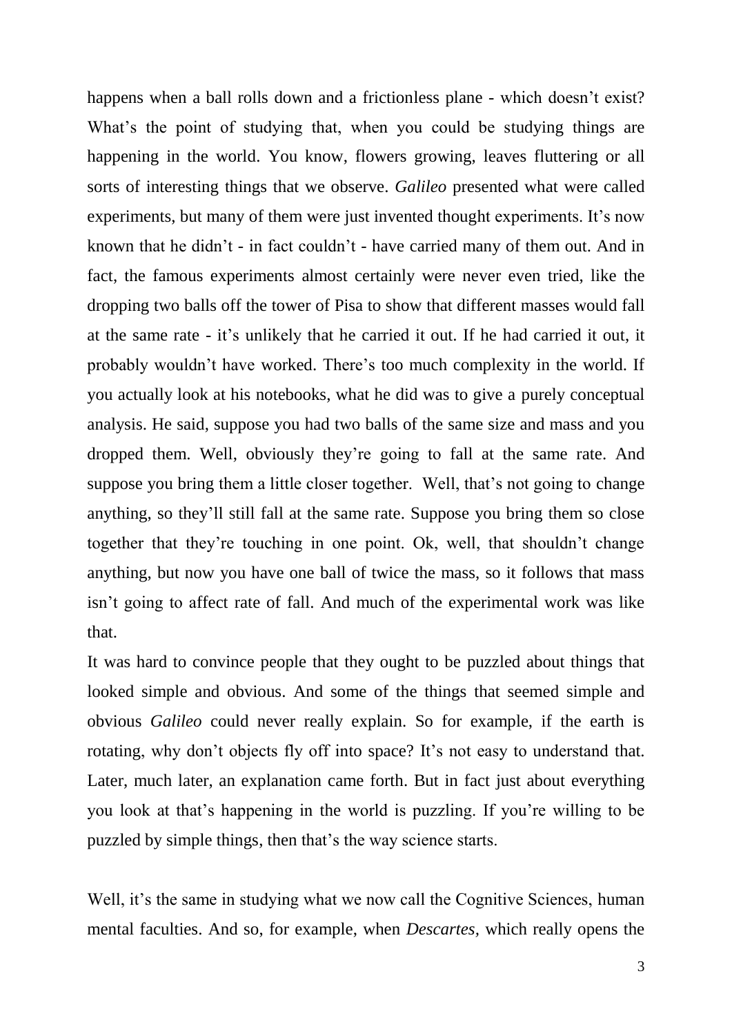happens when a ball rolls down and a frictionless plane - which doesn't exist? What's the point of studying that, when you could be studying things are happening in the world. You know, flowers growing, leaves fluttering or all sorts of interesting things that we observe. *Galileo* presented what were called experiments, but many of them were just invented thought experiments. It's now known that he didn't - in fact couldn't - have carried many of them out. And in fact, the famous experiments almost certainly were never even tried, like the dropping two balls off the tower of Pisa to show that different masses would fall at the same rate - it's unlikely that he carried it out. If he had carried it out, it probably wouldn't have worked. There's too much complexity in the world. If you actually look at his notebooks, what he did was to give a purely conceptual analysis. He said, suppose you had two balls of the same size and mass and you dropped them. Well, obviously they're going to fall at the same rate. And suppose you bring them a little closer together. Well, that's not going to change anything, so they'll still fall at the same rate. Suppose you bring them so close together that they're touching in one point. Ok, well, that shouldn't change anything, but now you have one ball of twice the mass, so it follows that mass isn't going to affect rate of fall. And much of the experimental work was like that.

It was hard to convince people that they ought to be puzzled about things that looked simple and obvious. And some of the things that seemed simple and obvious *Galileo* could never really explain. So for example, if the earth is rotating, why don't objects fly off into space? It's not easy to understand that. Later, much later, an explanation came forth. But in fact just about everything you look at that's happening in the world is puzzling. If you're willing to be puzzled by simple things, then that's the way science starts.

Well, it's the same in studying what we now call the Cognitive Sciences, human mental faculties. And so, for example, when *Descartes*, which really opens the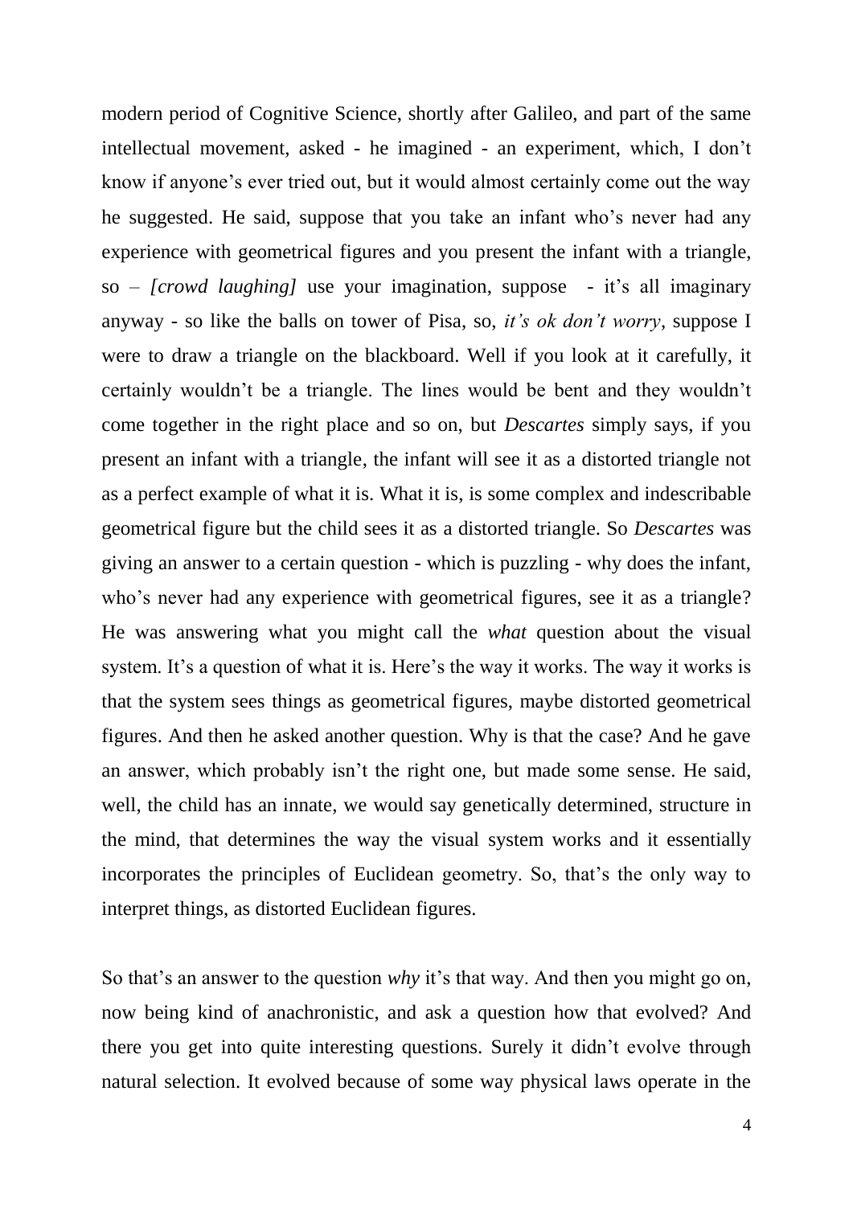modern period of Cognitive Science, shortly after Galileo, and part of the same intellectual movement, asked - he imagined - an experiment, which, I don't know if anyone's ever tried out, but it would almost certainly come out the way he suggested. He said, suppose that you take an infant who's never had any experience with geometrical figures and you present the infant with a triangle, so – *[crowd laughing]* use your imagination, suppose - it's all imaginary anyway - so like the balls on tower of Pisa, so, *it's ok don't worry*, suppose I were to draw a triangle on the blackboard. Well if you look at it carefully, it certainly wouldn't be a triangle. The lines would be bent and they wouldn't come together in the right place and so on, but *Descartes* simply says, if you present an infant with a triangle, the infant will see it as a distorted triangle not as a perfect example of what it is. What it is, is some complex and indescribable geometrical figure but the child sees it as a distorted triangle. So *Descartes* was giving an answer to a certain question - which is puzzling - why does the infant, who's never had any experience with geometrical figures, see it as a triangle? He was answering what you might call the *what* question about the visual system. It's a question of what it is. Here's the way it works. The way it works is that the system sees things as geometrical figures, maybe distorted geometrical figures. And then he asked another question. Why is that the case? And he gave an answer, which probably isn't the right one, but made some sense. He said, well, the child has an innate, we would say genetically determined, structure in the mind, that determines the way the visual system works and it essentially incorporates the principles of Euclidean geometry. So, that's the only way to interpret things, as distorted Euclidean figures.

So that's an answer to the question *why* it's that way. And then you might go on, now being kind of anachronistic, and ask a question how that evolved? And there you get into quite interesting questions. Surely it didn't evolve through natural selection. It evolved because of some way physical laws operate in the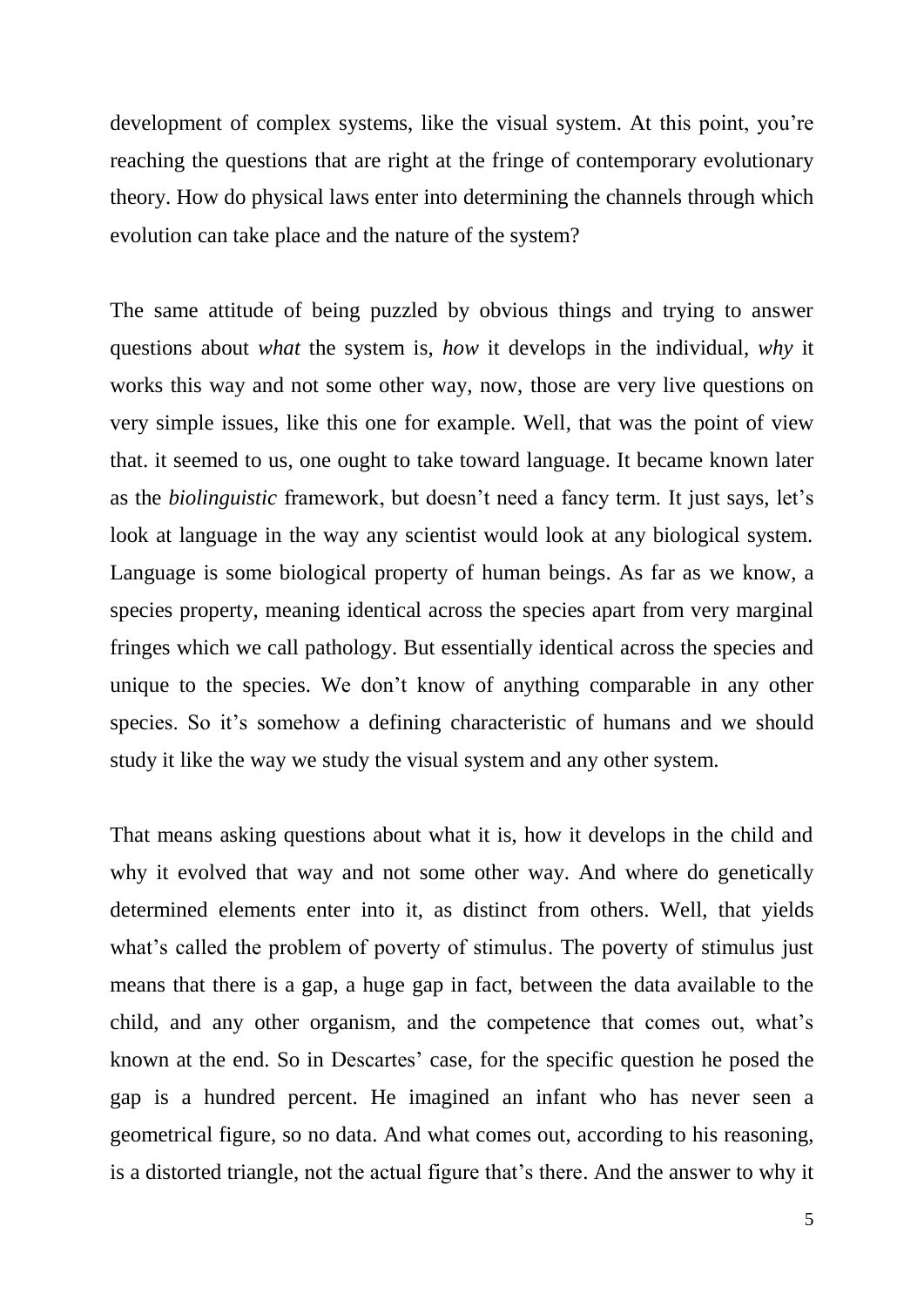development of complex systems, like the visual system. At this point, you're reaching the questions that are right at the fringe of contemporary evolutionary theory. How do physical laws enter into determining the channels through which evolution can take place and the nature of the system?

The same attitude of being puzzled by obvious things and trying to answer questions about *what* the system is, *how* it develops in the individual, *why* it works this way and not some other way, now, those are very live questions on very simple issues, like this one for example. Well, that was the point of view that. it seemed to us, one ought to take toward language. It became known later as the *biolinguistic* framework, but doesn't need a fancy term. It just says, let's look at language in the way any scientist would look at any biological system. Language is some biological property of human beings. As far as we know, a species property, meaning identical across the species apart from very marginal fringes which we call pathology. But essentially identical across the species and unique to the species. We don't know of anything comparable in any other species. So it's somehow a defining characteristic of humans and we should study it like the way we study the visual system and any other system.

That means asking questions about what it is, how it develops in the child and why it evolved that way and not some other way. And where do genetically determined elements enter into it, as distinct from others. Well, that yields what's called the problem of poverty of stimulus. The poverty of stimulus just means that there is a gap, a huge gap in fact, between the data available to the child, and any other organism, and the competence that comes out, what's known at the end. So in Descartes' case, for the specific question he posed the gap is a hundred percent. He imagined an infant who has never seen a geometrical figure, so no data. And what comes out, according to his reasoning, is a distorted triangle, not the actual figure that's there. And the answer to why it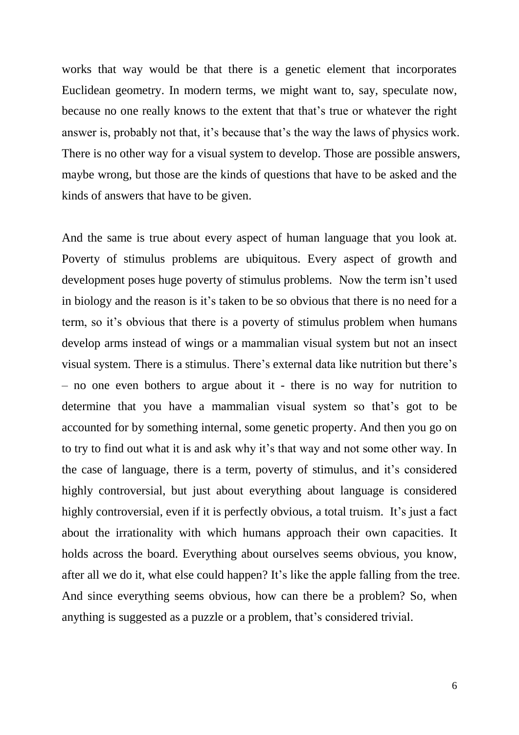works that way would be that there is a genetic element that incorporates Euclidean geometry. In modern terms, we might want to, say, speculate now, because no one really knows to the extent that that's true or whatever the right answer is, probably not that, it's because that's the way the laws of physics work. There is no other way for a visual system to develop. Those are possible answers, maybe wrong, but those are the kinds of questions that have to be asked and the kinds of answers that have to be given.

And the same is true about every aspect of human language that you look at. Poverty of stimulus problems are ubiquitous. Every aspect of growth and development poses huge poverty of stimulus problems. Now the term isn't used in biology and the reason is it's taken to be so obvious that there is no need for a term, so it's obvious that there is a poverty of stimulus problem when humans develop arms instead of wings or a mammalian visual system but not an insect visual system. There is a stimulus. There's external data like nutrition but there's – no one even bothers to argue about it - there is no way for nutrition to determine that you have a mammalian visual system so that's got to be accounted for by something internal, some genetic property. And then you go on to try to find out what it is and ask why it's that way and not some other way. In the case of language, there is a term, poverty of stimulus, and it's considered highly controversial, but just about everything about language is considered highly controversial, even if it is perfectly obvious, a total truism. It's just a fact about the irrationality with which humans approach their own capacities. It holds across the board. Everything about ourselves seems obvious, you know, after all we do it, what else could happen? It's like the apple falling from the tree. And since everything seems obvious, how can there be a problem? So, when anything is suggested as a puzzle or a problem, that's considered trivial.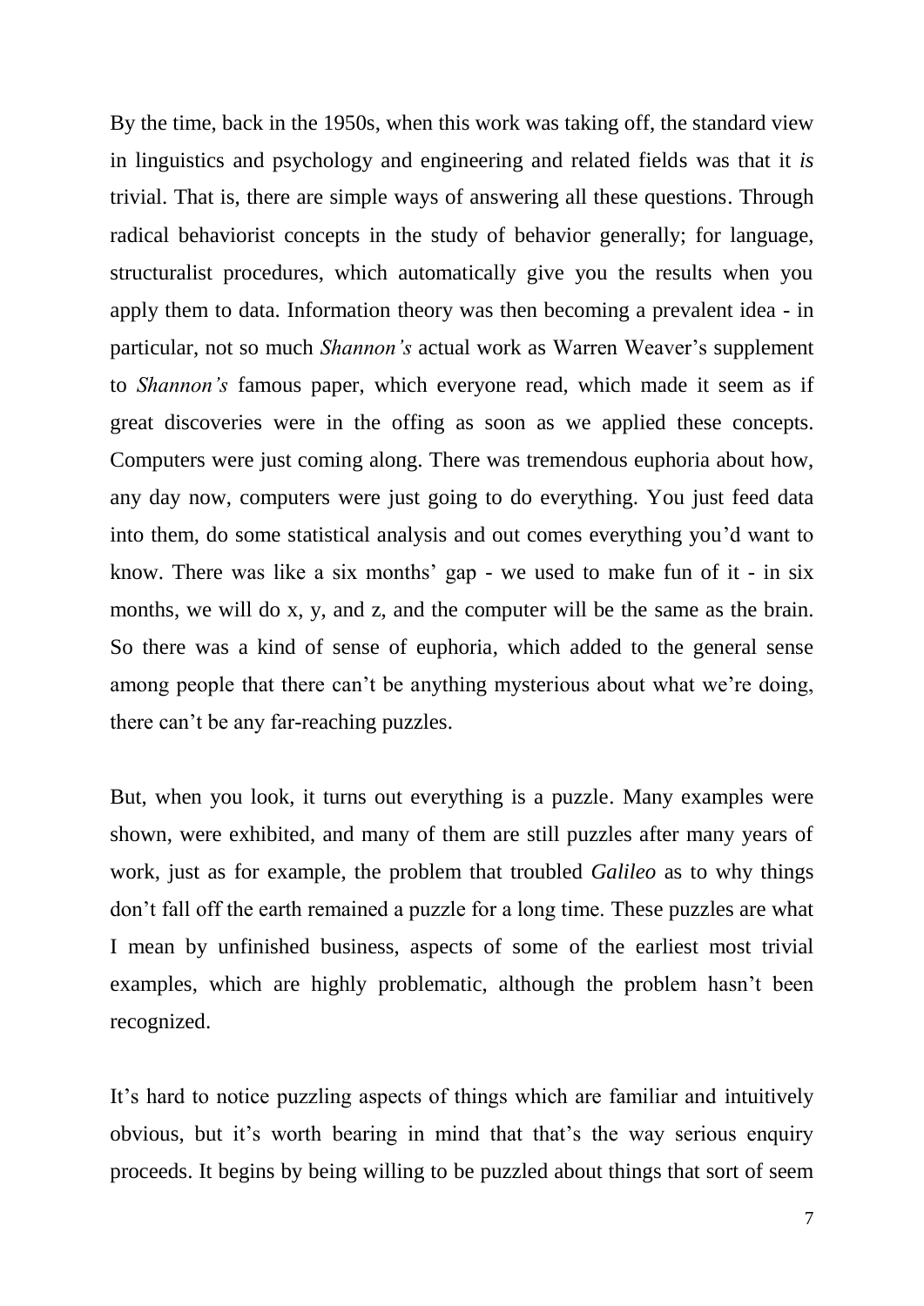By the time, back in the 1950s, when this work was taking off, the standard view in linguistics and psychology and engineering and related fields was that it *is* trivial. That is, there are simple ways of answering all these questions. Through radical behaviorist concepts in the study of behavior generally; for language, structuralist procedures, which automatically give you the results when you apply them to data. Information theory was then becoming a prevalent idea - in particular, not so much *Shannon's* actual work as Warren Weaver's supplement to *Shannon's* famous paper, which everyone read, which made it seem as if great discoveries were in the offing as soon as we applied these concepts. Computers were just coming along. There was tremendous euphoria about how, any day now, computers were just going to do everything. You just feed data into them, do some statistical analysis and out comes everything you'd want to know. There was like a six months' gap - we used to make fun of it - in six months, we will do x, y, and z, and the computer will be the same as the brain. So there was a kind of sense of euphoria, which added to the general sense among people that there can't be anything mysterious about what we're doing, there can't be any far-reaching puzzles.

But, when you look, it turns out everything is a puzzle. Many examples were shown, were exhibited, and many of them are still puzzles after many years of work, just as for example, the problem that troubled *Galileo* as to why things don't fall off the earth remained a puzzle for a long time. These puzzles are what I mean by unfinished business, aspects of some of the earliest most trivial examples, which are highly problematic, although the problem hasn't been recognized.

It's hard to notice puzzling aspects of things which are familiar and intuitively obvious, but it's worth bearing in mind that that's the way serious enquiry proceeds. It begins by being willing to be puzzled about things that sort of seem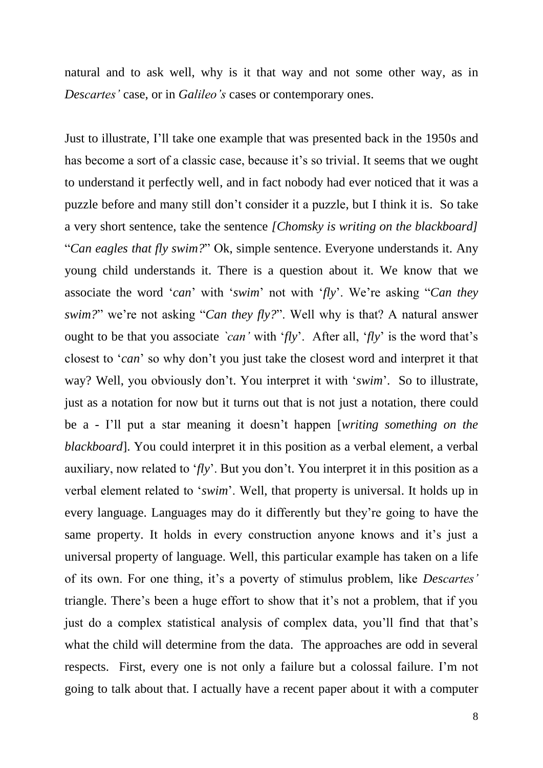natural and to ask well, why is it that way and not some other way, as in *Descartes'* case, or in *Galileo's* cases or contemporary ones.

Just to illustrate, I'll take one example that was presented back in the 1950s and has become a sort of a classic case, because it's so trivial. It seems that we ought to understand it perfectly well, and in fact nobody had ever noticed that it was a puzzle before and many still don't consider it a puzzle, but I think it is. So take a very short sentence, take the sentence *[Chomsky is writing on the blackboard]* "*Can eagles that fly swim?*" Ok, simple sentence. Everyone understands it. Any young child understands it. There is a question about it. We know that we associate the word '*can*' with '*swim*' not with '*fly*'. We're asking "*Can they swim?*" we're not asking "*Can they fly?*". Well why is that? A natural answer ought to be that you associate *`can'* with '*fly*'. After all, '*fly*' is the word that's closest to '*can*' so why don't you just take the closest word and interpret it that way? Well, you obviously don't. You interpret it with '*swim*'. So to illustrate, just as a notation for now but it turns out that is not just a notation, there could be a - I'll put a star meaning it doesn't happen [*writing something on the blackboard*]. You could interpret it in this position as a verbal element, a verbal auxiliary, now related to '*fly*'. But you don't. You interpret it in this position as a verbal element related to '*swim*'. Well, that property is universal. It holds up in every language. Languages may do it differently but they're going to have the same property. It holds in every construction anyone knows and it's just a universal property of language. Well, this particular example has taken on a life of its own. For one thing, it's a poverty of stimulus problem, like *Descartes'* triangle. There's been a huge effort to show that it's not a problem, that if you just do a complex statistical analysis of complex data, you'll find that that's what the child will determine from the data. The approaches are odd in several respects. First, every one is not only a failure but a colossal failure. I'm not going to talk about that. I actually have a recent paper about it with a computer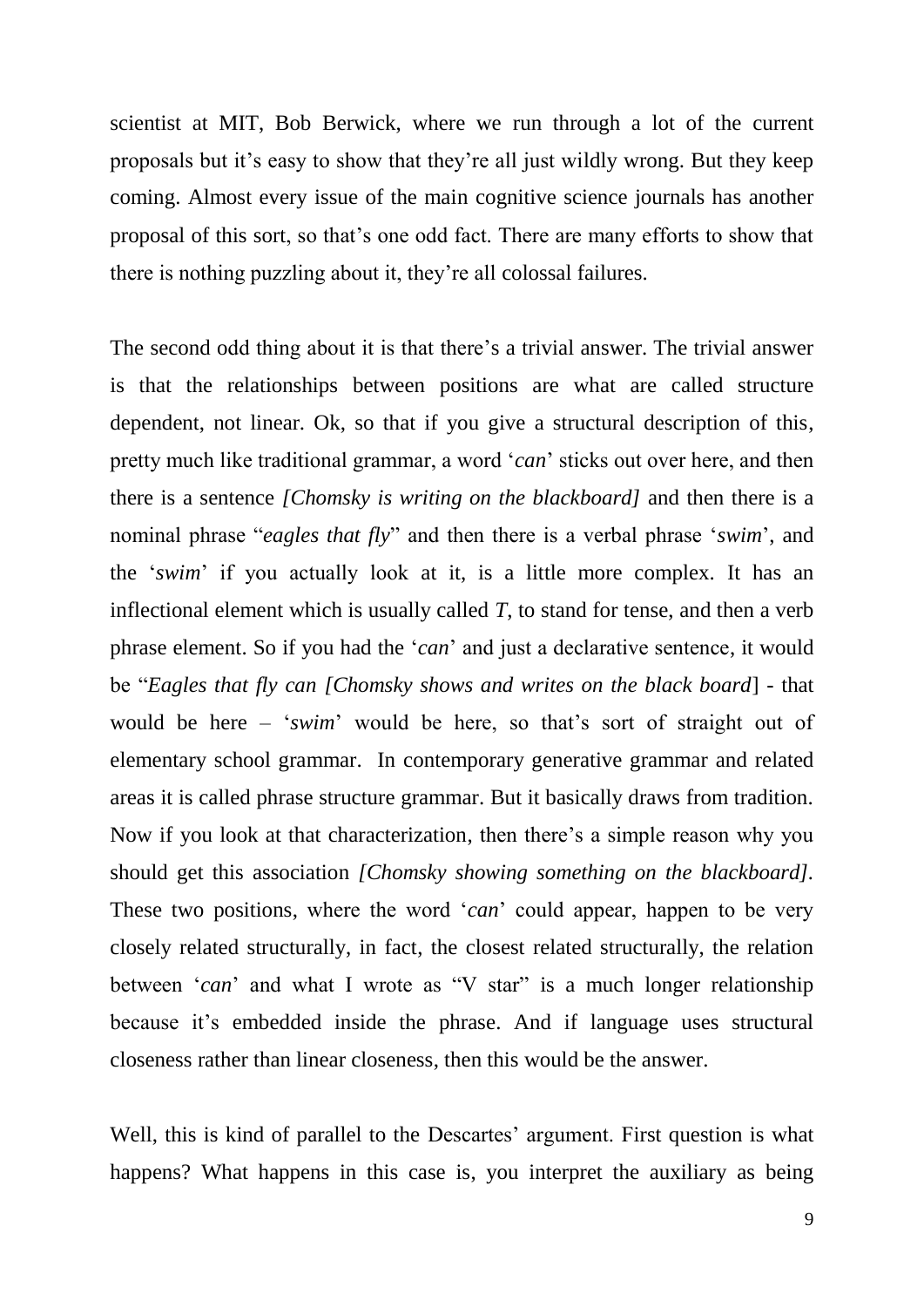scientist at MIT, Bob Berwick, where we run through a lot of the current proposals but it's easy to show that they're all just wildly wrong. But they keep coming. Almost every issue of the main cognitive science journals has another proposal of this sort, so that's one odd fact. There are many efforts to show that there is nothing puzzling about it, they're all colossal failures.

The second odd thing about it is that there's a trivial answer. The trivial answer is that the relationships between positions are what are called structure dependent, not linear. Ok, so that if you give a structural description of this, pretty much like traditional grammar, a word '*can*' sticks out over here, and then there is a sentence *[Chomsky is writing on the blackboard]* and then there is a nominal phrase "*eagles that fly*" and then there is a verbal phrase '*swim*', and the '*swim*' if you actually look at it, is a little more complex. It has an inflectional element which is usually called *T*, to stand for tense, and then a verb phrase element. So if you had the '*can*' and just a declarative sentence, it would be "*Eagles that fly can [Chomsky shows and writes on the black board*] - that would be here – '*swim*' would be here, so that's sort of straight out of elementary school grammar. In contemporary generative grammar and related areas it is called phrase structure grammar. But it basically draws from tradition. Now if you look at that characterization, then there's a simple reason why you should get this association *[Chomsky showing something on the blackboard]*. These two positions, where the word '*can*' could appear, happen to be very closely related structurally, in fact, the closest related structurally, the relation between '*can*' and what I wrote as "V star" is a much longer relationship because it's embedded inside the phrase. And if language uses structural closeness rather than linear closeness, then this would be the answer.

Well, this is kind of parallel to the Descartes' argument. First question is what happens? What happens in this case is, you interpret the auxiliary as being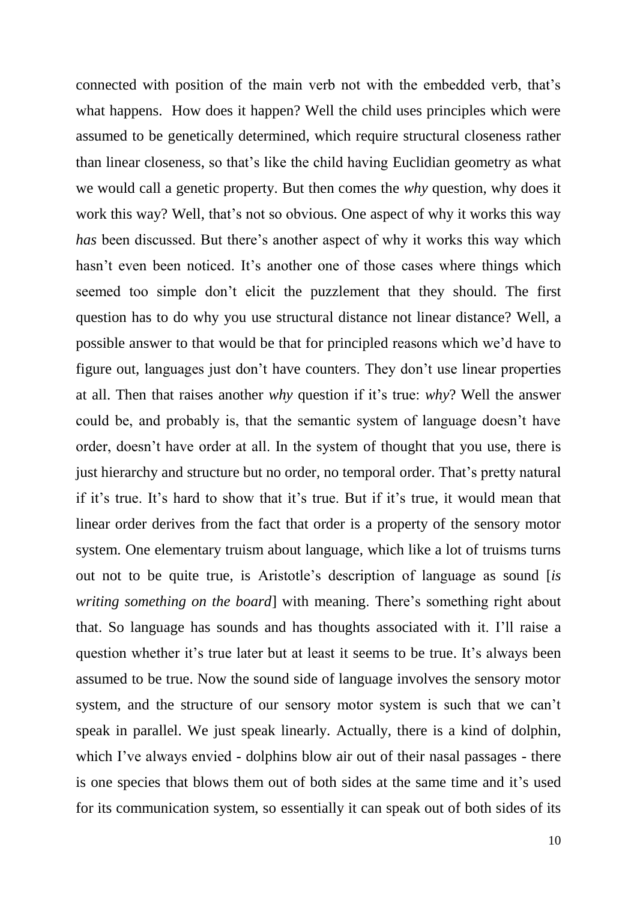connected with position of the main verb not with the embedded verb, that's what happens.  How does it happen? Well the child uses principles which were assumed to be genetically determined, which require structural closeness rather than linear closeness, so that's like the child having Euclidian geometry as what we would call a genetic property. But then comes the *why* question, why does it work this way? Well, that's not so obvious. One aspect of why it works this way *has* been discussed. But there's another aspect of why it works this way which hasn't even been noticed. It's another one of those cases where things which seemed too simple don't elicit the puzzlement that they should. The first question has to do why you use structural distance not linear distance? Well, a possible answer to that would be that for principled reasons which we'd have to figure out, languages just don't have counters. They don't use linear properties at all. Then that raises another *why* question if it's true: *why*? Well the answer could be, and probably is, that the semantic system of language doesn't have order, doesn't have order at all. In the system of thought that you use, there is just hierarchy and structure but no order, no temporal order. That's pretty natural if it's true. It's hard to show that it's true. But if it's true, it would mean that linear order derives from the fact that order is a property of the sensory motor system. One elementary truism about language, which like a lot of truisms turns out not to be quite true, is Aristotle's description of language as sound [*is writing something on the board*] with meaning. There's something right about that. So language has sounds and has thoughts associated with it. I'll raise a question whether it's true later but at least it seems to be true. It's always been assumed to be true. Now the sound side of language involves the sensory motor system, and the structure of our sensory motor system is such that we can't speak in parallel. We just speak linearly. Actually, there is a kind of dolphin, which I've always envied - dolphins blow air out of their nasal passages - there is one species that blows them out of both sides at the same time and it's used for its communication system, so essentially it can speak out of both sides of its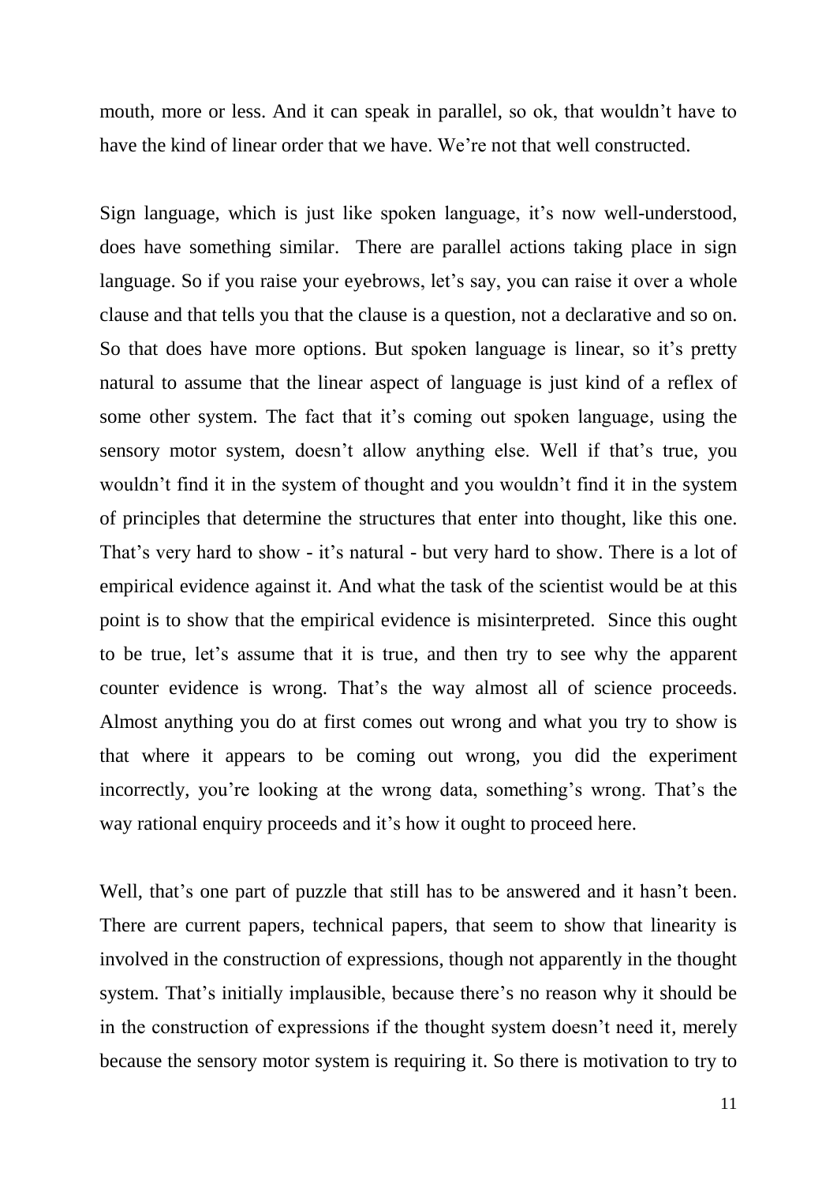mouth, more or less. And it can speak in parallel, so ok, that wouldn't have to have the kind of linear order that we have. We're not that well constructed.

Sign language, which is just like spoken language, it's now well-understood, does have something similar. There are parallel actions taking place in sign language. So if you raise your eyebrows, let's say, you can raise it over a whole clause and that tells you that the clause is a question, not a declarative and so on. So that does have more options. But spoken language is linear, so it's pretty natural to assume that the linear aspect of language is just kind of a reflex of some other system. The fact that it's coming out spoken language, using the sensory motor system, doesn't allow anything else. Well if that's true, you wouldn't find it in the system of thought and you wouldn't find it in the system of principles that determine the structures that enter into thought, like this one. That's very hard to show - it's natural - but very hard to show. There is a lot of empirical evidence against it. And what the task of the scientist would be at this point is to show that the empirical evidence is misinterpreted. Since this ought to be true, let's assume that it is true, and then try to see why the apparent counter evidence is wrong. That's the way almost all of science proceeds. Almost anything you do at first comes out wrong and what you try to show is that where it appears to be coming out wrong, you did the experiment incorrectly, you're looking at the wrong data, something's wrong. That's the way rational enquiry proceeds and it's how it ought to proceed here.

Well, that's one part of puzzle that still has to be answered and it hasn't been. There are current papers, technical papers, that seem to show that linearity is involved in the construction of expressions, though not apparently in the thought system. That's initially implausible, because there's no reason why it should be in the construction of expressions if the thought system doesn't need it, merely because the sensory motor system is requiring it. So there is motivation to try to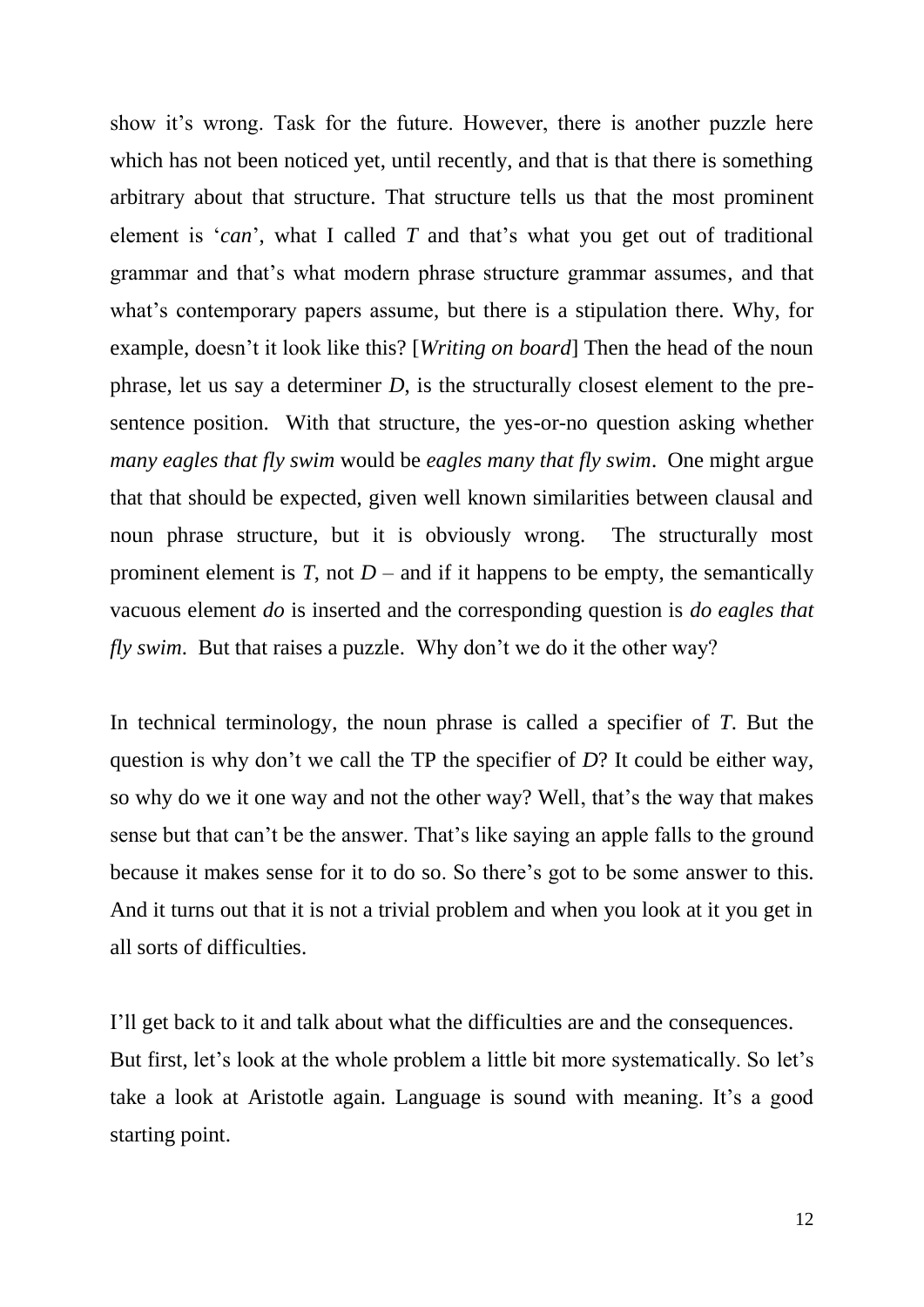show it's wrong. Task for the future. However, there is another puzzle here which has not been noticed yet, until recently, and that is that there is something arbitrary about that structure. That structure tells us that the most prominent element is '*can*', what I called *T* and that's what you get out of traditional grammar and that's what modern phrase structure grammar assumes, and that what's contemporary papers assume, but there is a stipulation there. Why, for example, doesn't it look like this? [*Writing on board*] Then the head of the noun phrase, let us say a determiner *D*, is the structurally closest element to the pre-sentence position. With that structure, the yes-or-no question asking whether *many eagles that fly swim* would be *eagles many that fly swim*. One might argue that that should be expected, given well known similarities between clausal and noun phrase structure, but it is obviously wrong. The structurally most prominent element is *T*, not *D* – and if it happens to be empty, the semantically vacuous element *do* is inserted and the corresponding question is *do eagles that fly swim*. But that raises a puzzle. Why don't we do it the other way?

In technical terminology, the noun phrase is called a specifier of *T*. But the question is why don't we call the TP the specifier of *D*? It could be either way, so why do we it one way and not the other way? Well, that's the way that makes sense but that can't be the answer. That's like saying an apple falls to the ground because it makes sense for it to do so. So there's got to be some answer to this. And it turns out that it is not a trivial problem and when you look at it you get in all sorts of difficulties.

I'll get back to it and talk about what the difficulties are and the consequences. But first, let's look at the whole problem a little bit more systematically. So let's take a look at Aristotle again. Language is sound with meaning. It's a good starting point.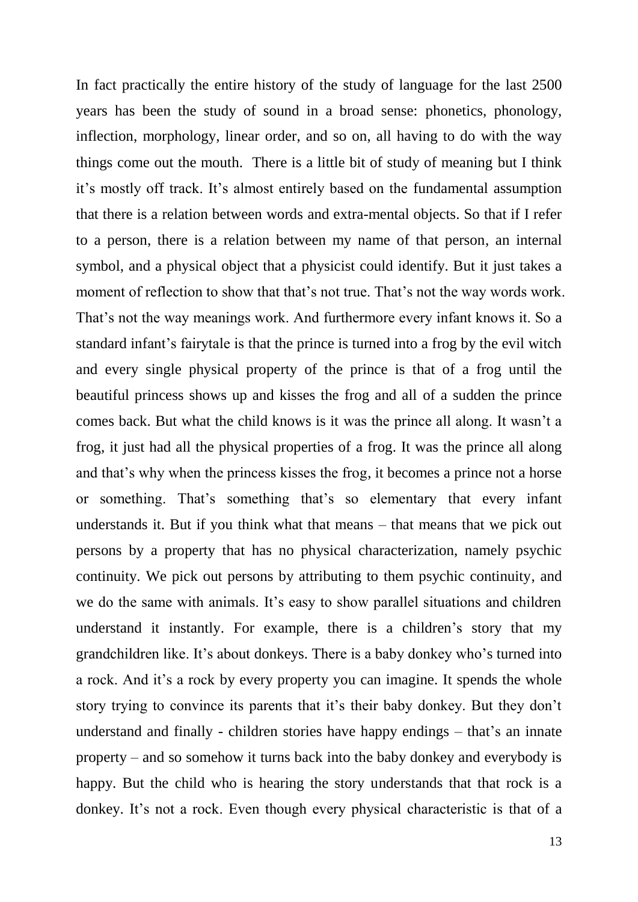In fact practically the entire history of the study of language for the last 2500 years has been the study of sound in a broad sense: phonetics, phonology, inflection, morphology, linear order, and so on, all having to do with the way things come out the mouth.  There is a little bit of study of meaning but I think it's mostly off track. It's almost entirely based on the fundamental assumption that there is a relation between words and extra-mental objects. So that if I refer to a person, there is a relation between my name of that person, an internal symbol, and a physical object that a physicist could identify. But it just takes a moment of reflection to show that that's not true. That's not the way words work. That's not the way meanings work. And furthermore every infant knows it. So a standard infant's fairytale is that the prince is turned into a frog by the evil witch and every single physical property of the prince is that of a frog until the beautiful princess shows up and kisses the frog and all of a sudden the prince comes back. But what the child knows is it was the prince all along. It wasn't a frog, it just had all the physical properties of a frog. It was the prince all along and that's why when the princess kisses the frog, it becomes a prince not a horse or something. That's something that's so elementary that every infant understands it. But if you think what that means – that means that we pick out persons by a property that has no physical characterization, namely psychic continuity. We pick out persons by attributing to them psychic continuity, and we do the same with animals. It's easy to show parallel situations and children understand it instantly. For example, there is a children's story that my grandchildren like. It's about donkeys. There is a baby donkey who's turned into a rock. And it's a rock by every property you can imagine. It spends the whole story trying to convince its parents that it's their baby donkey. But they don't understand and finally - children stories have happy endings – that's an innate property – and so somehow it turns back into the baby donkey and everybody is happy. But the child who is hearing the story understands that that rock is a donkey. It's not a rock. Even though every physical characteristic is that of a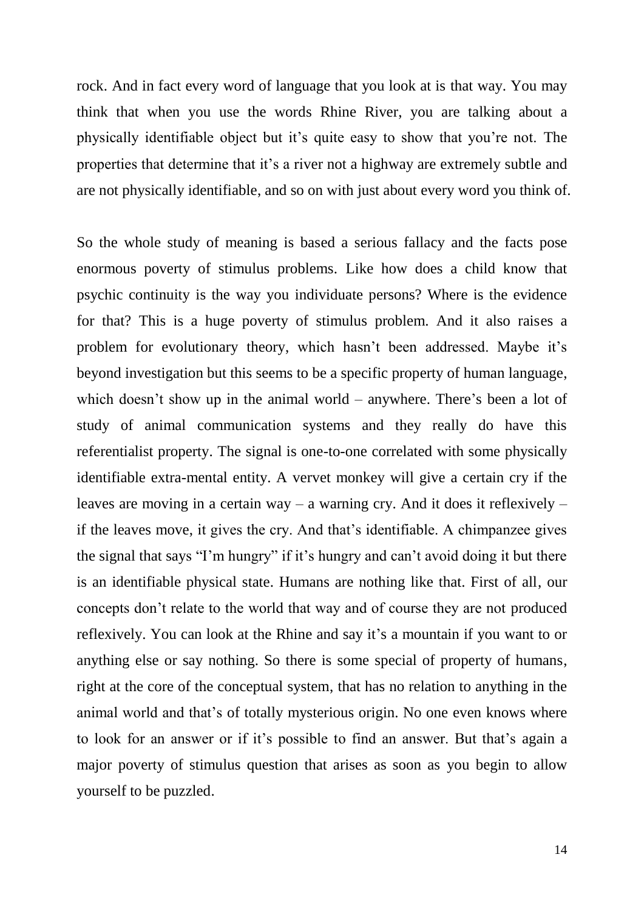rock. And in fact every word of language that you look at is that way. You may think that when you use the words Rhine River, you are talking about a physically identifiable object but it's quite easy to show that you're not. The properties that determine that it's a river not a highway are extremely subtle and are not physically identifiable, and so on with just about every word you think of.

So the whole study of meaning is based a serious fallacy and the facts pose enormous poverty of stimulus problems. Like how does a child know that psychic continuity is the way you individuate persons? Where is the evidence for that? This is a huge poverty of stimulus problem. And it also raises a problem for evolutionary theory, which hasn't been addressed. Maybe it's beyond investigation but this seems to be a specific property of human language, which doesn't show up in the animal world – anywhere. There's been a lot of study of animal communication systems and they really do have this referentialist property. The signal is one-to-one correlated with some physically identifiable extra-mental entity. A vervet monkey will give a certain cry if the leaves are moving in a certain way – a warning cry. And it does it reflexively – if the leaves move, it gives the cry. And that's identifiable. A chimpanzee gives the signal that says "I'm hungry" if it's hungry and can't avoid doing it but there is an identifiable physical state. Humans are nothing like that. First of all, our concepts don't relate to the world that way and of course they are not produced reflexively. You can look at the Rhine and say it's a mountain if you want to or anything else or say nothing. So there is some special of property of humans, right at the core of the conceptual system, that has no relation to anything in the animal world and that's of totally mysterious origin. No one even knows where to look for an answer or if it's possible to find an answer. But that's again a major poverty of stimulus question that arises as soon as you begin to allow yourself to be puzzled.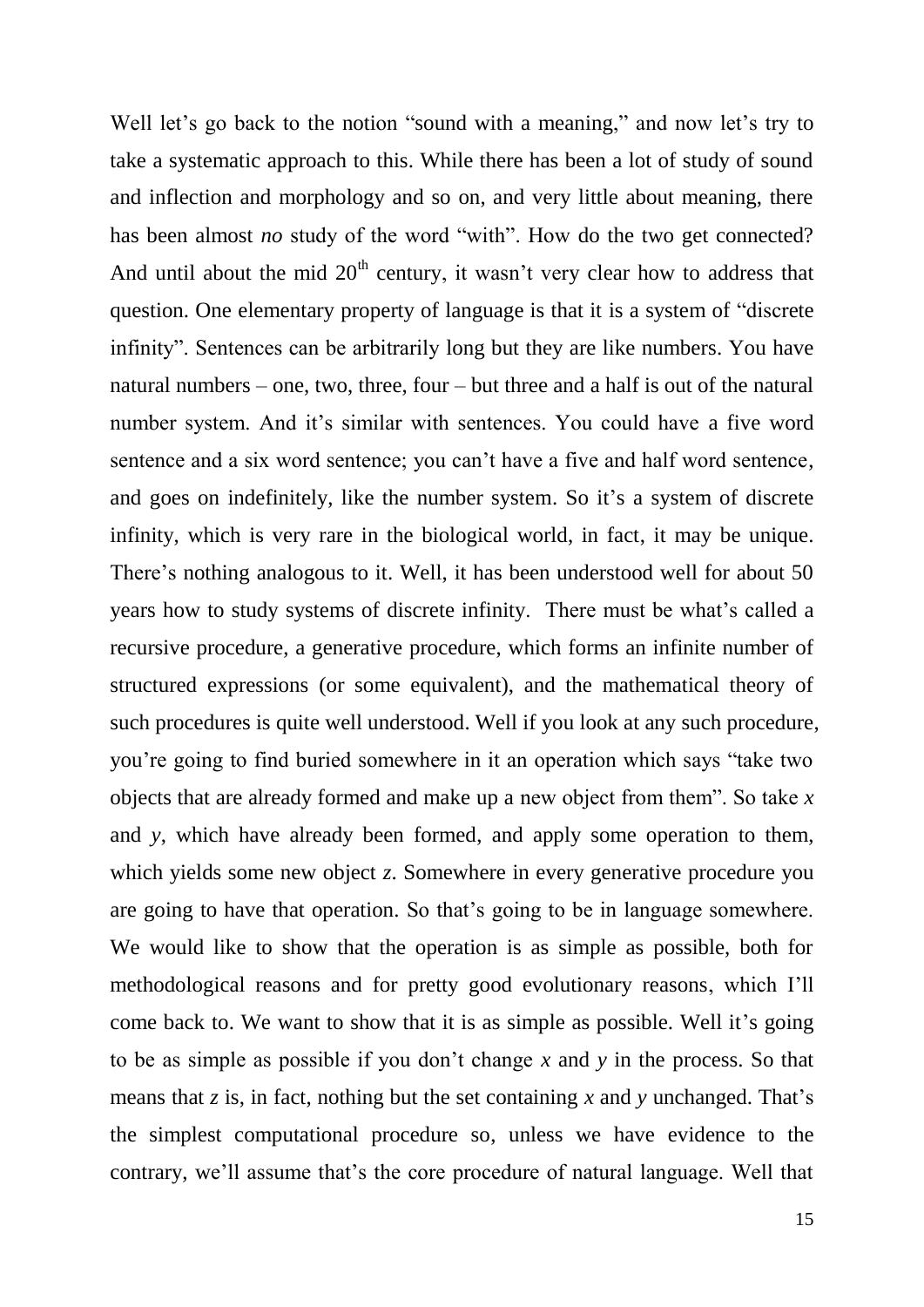Well let's go back to the notion "sound with a meaning," and now let's try to take a systematic approach to this. While there has been a lot of study of sound and inflection and morphology and so on, and very little about meaning, there has been almost *no* study of the word "with". How do the two get connected? And until about the mid 20th century, it wasn't very clear how to address that question. One elementary property of language is that it is a system of "discrete infinity". Sentences can be arbitrarily long but they are like numbers. You have natural numbers – one, two, three, four – but three and a half is out of the natural number system. And it's similar with sentences. You could have a five word sentence and a six word sentence; you can't have a five and half word sentence, and goes on indefinitely, like the number system. So it's a system of discrete infinity, which is very rare in the biological world, in fact, it may be unique. There's nothing analogous to it. Well, it has been understood well for about 50 years how to study systems of discrete infinity. There must be what's called a recursive procedure, a generative procedure, which forms an infinite number of structured expressions (or some equivalent), and the mathematical theory of such procedures is quite well understood. Well if you look at any such procedure, you're going to find buried somewhere in it an operation which says "take two objects that are already formed and make up a new object from them". So take $x$ and $y$, which have already been formed, and apply some operation to them, which yields some new object $z$. Somewhere in every generative procedure you are going to have that operation. So that's going to be in language somewhere. We would like to show that the operation is as simple as possible, both for methodological reasons and for pretty good evolutionary reasons, which I'll come back to. We want to show that it is as simple as possible. Well it's going to be as simple as possible if you don't change $x$ and $y$ in the process. So that means that $z$ is, in fact, nothing but the set containing $x$ and $y$ unchanged. That's the simplest computational procedure so, unless we have evidence to the contrary, we'll assume that's the core procedure of natural language. Well that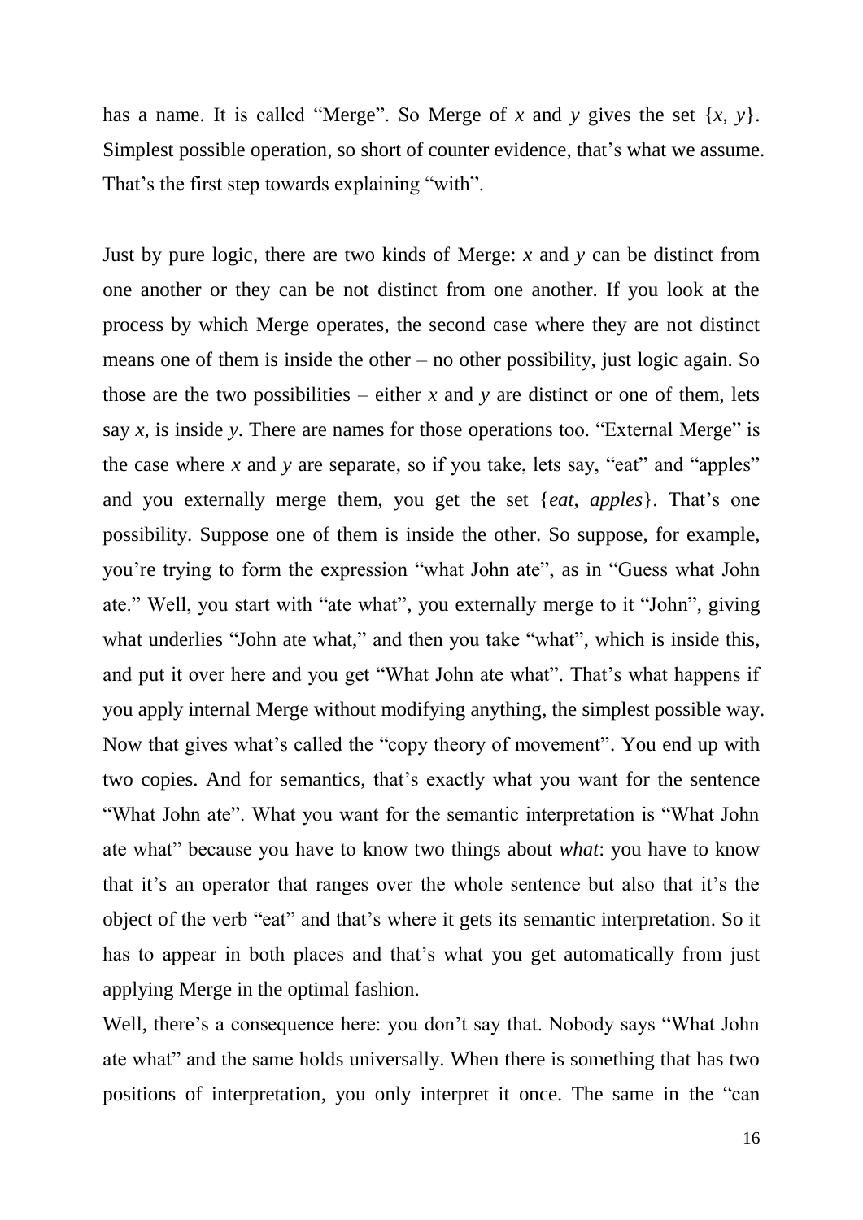has a name. It is called "Merge". So Merge of $x$ and $y$ gives the set $\{x, y\}$. Simplest possible operation, so short of counter evidence, that's what we assume. That's the first step towards explaining "with".

Just by pure logic, there are two kinds of Merge: $x$ and $y$ can be distinct from one another or they can be not distinct from one another. If you look at the process by which Merge operates, the second case where they are not distinct means one of them is inside the other – no other possibility, just logic again. So those are the two possibilities – either $x$ and $y$ are distinct or one of them, lets say $x$, is inside $y$. There are names for those operations too. "External Merge" is the case where $x$ and $y$ are separate, so if you take, lets say, "eat" and "apples" and you externally merge them, you get the set {*eat*, *apples*}. That's one possibility. Suppose one of them is inside the other. So suppose, for example, you're trying to form the expression "what John ate", as in "Guess what John ate." Well, you start with "ate what", you externally merge to it "John", giving what underlies "John ate what," and then you take "what", which is inside this, and put it over here and you get "What John ate what". That's what happens if you apply internal Merge without modifying anything, the simplest possible way. Now that gives what's called the "copy theory of movement". You end up with two copies. And for semantics, that's exactly what you want for the sentence "What John ate". What you want for the semantic interpretation is "What John ate what" because you have to know two things about *what*: you have to know that it's an operator that ranges over the whole sentence but also that it's the object of the verb "eat" and that's where it gets its semantic interpretation. So it has to appear in both places and that's what you get automatically from just applying Merge in the optimal fashion.

Well, there's a consequence here: you don't say that. Nobody says "What John ate what" and the same holds universally. When there is something that has two positions of interpretation, you only interpret it once. The same in the "can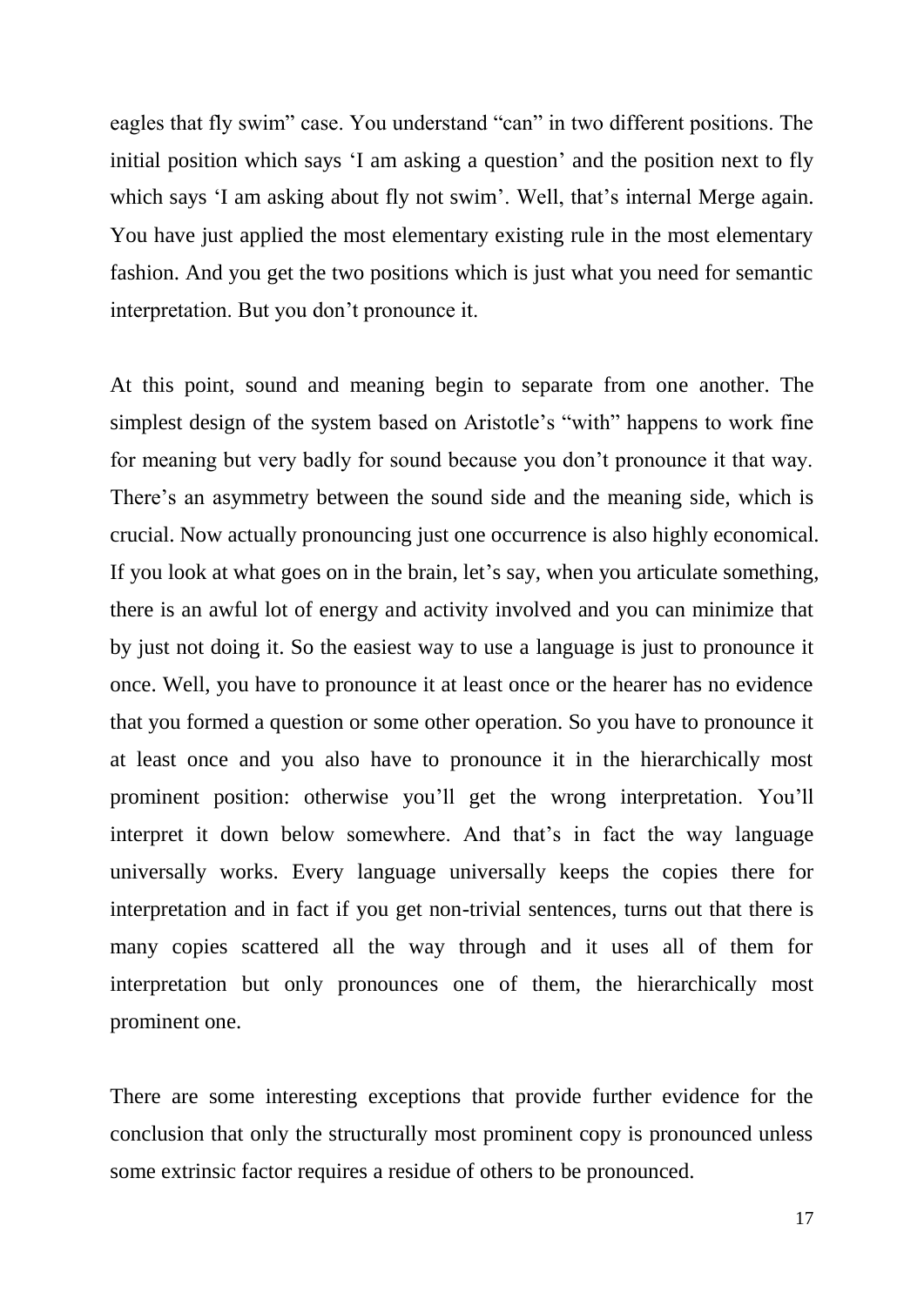eagles that fly swim" case. You understand "can" in two different positions. The initial position which says 'I am asking a question' and the position next to fly which says 'I am asking about fly not swim'. Well, that's internal Merge again. You have just applied the most elementary existing rule in the most elementary fashion. And you get the two positions which is just what you need for semantic interpretation. But you don't pronounce it.

At this point, sound and meaning begin to separate from one another. The simplest design of the system based on Aristotle's "with" happens to work fine for meaning but very badly for sound because you don't pronounce it that way. There's an asymmetry between the sound side and the meaning side, which is crucial. Now actually pronouncing just one occurrence is also highly economical. If you look at what goes on in the brain, let's say, when you articulate something, there is an awful lot of energy and activity involved and you can minimize that by just not doing it. So the easiest way to use a language is just to pronounce it once. Well, you have to pronounce it at least once or the hearer has no evidence that you formed a question or some other operation. So you have to pronounce it at least once and you also have to pronounce it in the hierarchically most prominent position: otherwise you'll get the wrong interpretation. You'll interpret it down below somewhere. And that's in fact the way language universally works. Every language universally keeps the copies there for interpretation and in fact if you get non-trivial sentences, turns out that there is many copies scattered all the way through and it uses all of them for interpretation but only pronounces one of them, the hierarchically most prominent one.

There are some interesting exceptions that provide further evidence for the conclusion that only the structurally most prominent copy is pronounced unless some extrinsic factor requires a residue of others to be pronounced.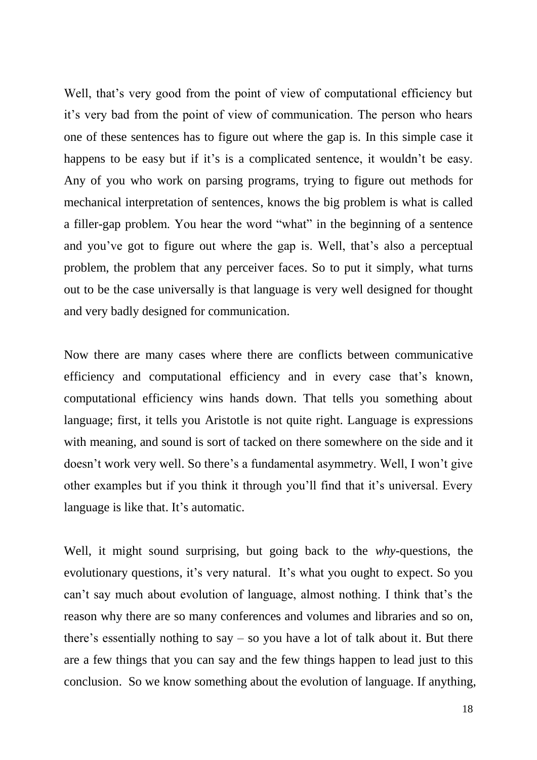Well, that's very good from the point of view of computational efficiency but it's very bad from the point of view of communication. The person who hears one of these sentences has to figure out where the gap is. In this simple case it happens to be easy but if it's is a complicated sentence, it wouldn't be easy. Any of you who work on parsing programs, trying to figure out methods for mechanical interpretation of sentences, knows the big problem is what is called a filler-gap problem. You hear the word "what" in the beginning of a sentence and you've got to figure out where the gap is. Well, that's also a perceptual problem, the problem that any perceiver faces. So to put it simply, what turns out to be the case universally is that language is very well designed for thought and very badly designed for communication.

Now there are many cases where there are conflicts between communicative efficiency and computational efficiency and in every case that's known, computational efficiency wins hands down. That tells you something about language; first, it tells you Aristotle is not quite right. Language is expressions with meaning, and sound is sort of tacked on there somewhere on the side and it doesn't work very well. So there's a fundamental asymmetry. Well, I won't give other examples but if you think it through you'll find that it's universal. Every language is like that. It's automatic.

Well, it might sound surprising, but going back to the *why*-questions, the evolutionary questions, it's very natural. It's what you ought to expect. So you can't say much about evolution of language, almost nothing. I think that's the reason why there are so many conferences and volumes and libraries and so on, there's essentially nothing to say – so you have a lot of talk about it. But there are a few things that you can say and the few things happen to lead just to this conclusion. So we know something about the evolution of language. If anything,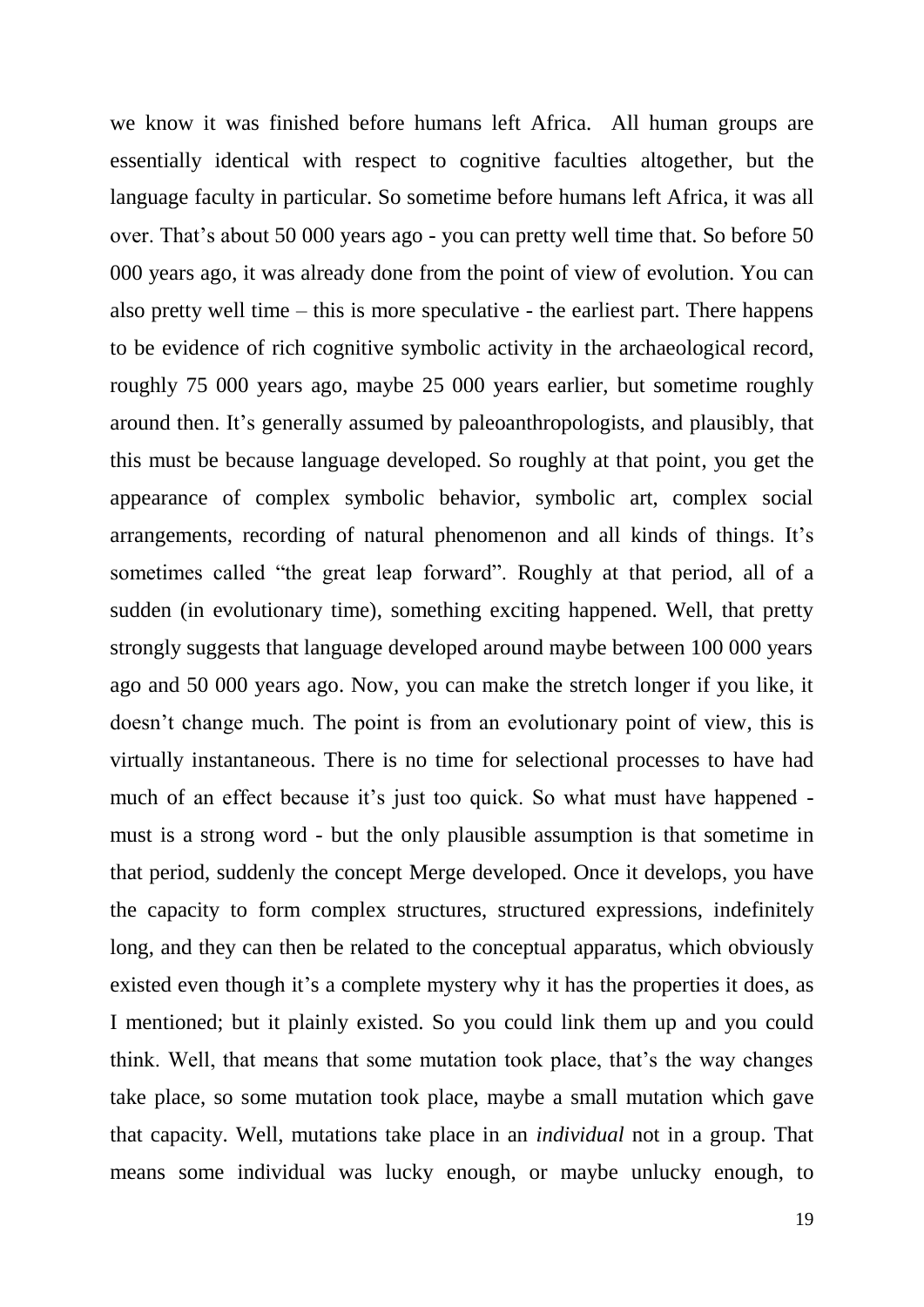we know it was finished before humans left Africa. All human groups are essentially identical with respect to cognitive faculties altogether, but the language faculty in particular. So sometime before humans left Africa, it was all over. That's about 50 000 years ago - you can pretty well time that. So before 50 000 years ago, it was already done from the point of view of evolution. You can also pretty well time – this is more speculative - the earliest part. There happens to be evidence of rich cognitive symbolic activity in the archaeological record, roughly 75 000 years ago, maybe 25 000 years earlier, but sometime roughly around then. It's generally assumed by paleoanthropologists, and plausibly, that this must be because language developed. So roughly at that point, you get the appearance of complex symbolic behavior, symbolic art, complex social arrangements, recording of natural phenomenon and all kinds of things. It's sometimes called "the great leap forward". Roughly at that period, all of a sudden (in evolutionary time), something exciting happened. Well, that pretty strongly suggests that language developed around maybe between 100 000 years ago and 50 000 years ago. Now, you can make the stretch longer if you like, it doesn't change much. The point is from an evolutionary point of view, this is virtually instantaneous. There is no time for selectional processes to have had much of an effect because it's just too quick. So what must have happened - must is a strong word - but the only plausible assumption is that sometime in that period, suddenly the concept Merge developed. Once it develops, you have the capacity to form complex structures, structured expressions, indefinitely long, and they can then be related to the conceptual apparatus, which obviously existed even though it's a complete mystery why it has the properties it does, as I mentioned; but it plainly existed. So you could link them up and you could think. Well, that means that some mutation took place, that's the way changes take place, so some mutation took place, maybe a small mutation which gave that capacity. Well, mutations take place in an *individual* not in a group. That means some individual was lucky enough, or maybe unlucky enough, to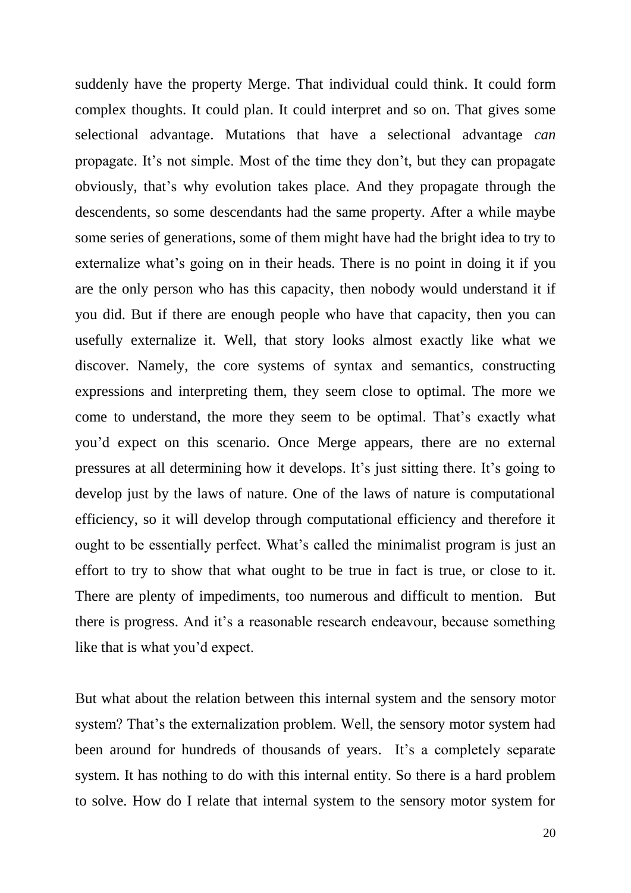suddenly have the property Merge. That individual could think. It could form complex thoughts. It could plan. It could interpret and so on. That gives some selectional advantage. Mutations that have a selectional advantage *can* propagate. It's not simple. Most of the time they don't, but they can propagate obviously, that's why evolution takes place. And they propagate through the descendents, so some descendants had the same property. After a while maybe some series of generations, some of them might have had the bright idea to try to externalize what's going on in their heads. There is no point in doing it if you are the only person who has this capacity, then nobody would understand it if you did. But if there are enough people who have that capacity, then you can usefully externalize it. Well, that story looks almost exactly like what we discover. Namely, the core systems of syntax and semantics, constructing expressions and interpreting them, they seem close to optimal. The more we come to understand, the more they seem to be optimal. That's exactly what you'd expect on this scenario. Once Merge appears, there are no external pressures at all determining how it develops. It's just sitting there. It's going to develop just by the laws of nature. One of the laws of nature is computational efficiency, so it will develop through computational efficiency and therefore it ought to be essentially perfect. What's called the minimalist program is just an effort to try to show that what ought to be true in fact is true, or close to it. There are plenty of impediments, too numerous and difficult to mention. But there is progress. And it's a reasonable research endeavour, because something like that is what you'd expect.

But what about the relation between this internal system and the sensory motor system? That's the externalization problem. Well, the sensory motor system had been around for hundreds of thousands of years. It's a completely separate system. It has nothing to do with this internal entity. So there is a hard problem to solve. How do I relate that internal system to the sensory motor system for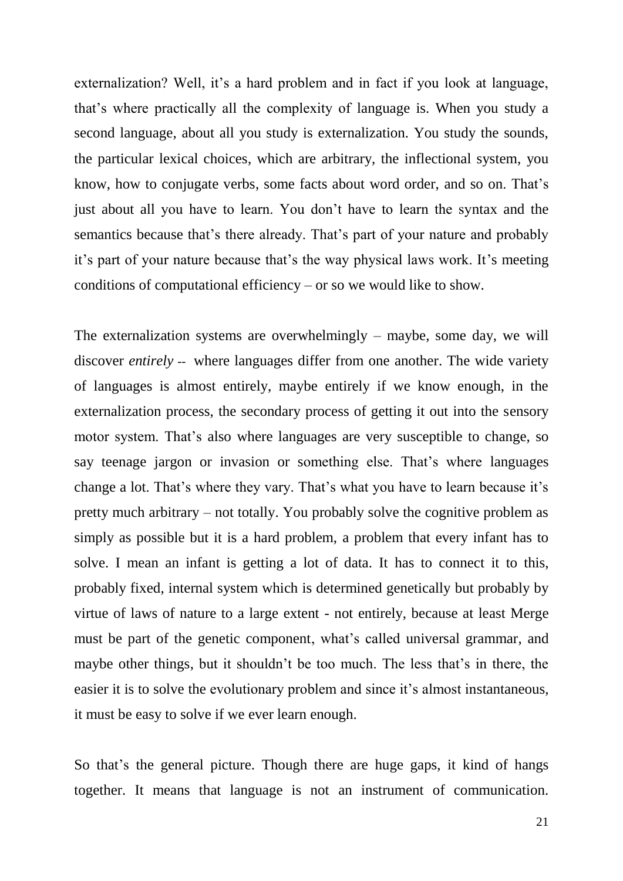externalization? Well, it's a hard problem and in fact if you look at language, that's where practically all the complexity of language is. When you study a second language, about all you study is externalization. You study the sounds, the particular lexical choices, which are arbitrary, the inflectional system, you know, how to conjugate verbs, some facts about word order, and so on. That's just about all you have to learn. You don't have to learn the syntax and the semantics because that's there already. That's part of your nature and probably it's part of your nature because that's the way physical laws work. It's meeting conditions of computational efficiency – or so we would like to show.

The externalization systems are overwhelmingly – maybe, some day, we will discover *entirely* -- where languages differ from one another. The wide variety of languages is almost entirely, maybe entirely if we know enough, in the externalization process, the secondary process of getting it out into the sensory motor system. That's also where languages are very susceptible to change, so say teenage jargon or invasion or something else. That's where languages change a lot. That's where they vary. That's what you have to learn because it's pretty much arbitrary – not totally. You probably solve the cognitive problem as simply as possible but it is a hard problem, a problem that every infant has to solve. I mean an infant is getting a lot of data. It has to connect it to this, probably fixed, internal system which is determined genetically but probably by virtue of laws of nature to a large extent - not entirely, because at least Merge must be part of the genetic component, what's called universal grammar, and maybe other things, but it shouldn't be too much. The less that's in there, the easier it is to solve the evolutionary problem and since it's almost instantaneous, it must be easy to solve if we ever learn enough.

So that's the general picture. Though there are huge gaps, it kind of hangs together. It means that language is not an instrument of communication.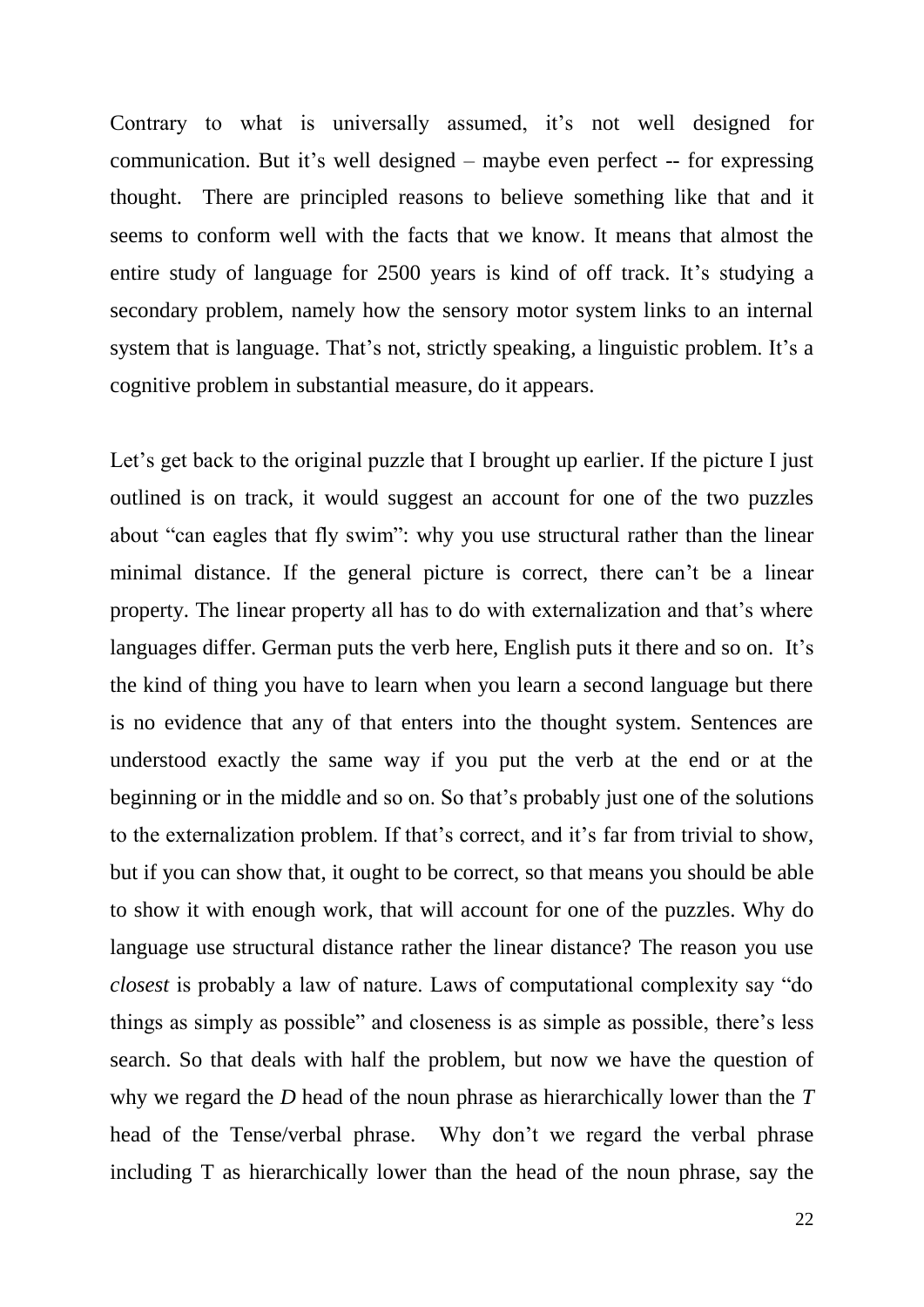Contrary to what is universally assumed, it's not well designed for communication. But it's well designed – maybe even perfect -- for expressing thought. There are principled reasons to believe something like that and it seems to conform well with the facts that we know. It means that almost the entire study of language for 2500 years is kind of off track. It's studying a secondary problem, namely how the sensory motor system links to an internal system that is language. That's not, strictly speaking, a linguistic problem. It's a cognitive problem in substantial measure, do it appears.

Let's get back to the original puzzle that I brought up earlier. If the picture I just outlined is on track, it would suggest an account for one of the two puzzles about "can eagles that fly swim": why you use structural rather than the linear minimal distance. If the general picture is correct, there can't be a linear property. The linear property all has to do with externalization and that's where languages differ. German puts the verb here, English puts it there and so on. It's the kind of thing you have to learn when you learn a second language but there is no evidence that any of that enters into the thought system. Sentences are understood exactly the same way if you put the verb at the end or at the beginning or in the middle and so on. So that's probably just one of the solutions to the externalization problem. If that's correct, and it's far from trivial to show, but if you can show that, it ought to be correct, so that means you should be able to show it with enough work, that will account for one of the puzzles. Why do language use structural distance rather the linear distance? The reason you use *closest* is probably a law of nature. Laws of computational complexity say "do things as simply as possible" and closeness is as simple as possible, there's less search. So that deals with half the problem, but now we have the question of why we regard the *D* head of the noun phrase as hierarchically lower than the *T* head of the Tense/verbal phrase. Why don't we regard the verbal phrase including T as hierarchically lower than the head of the noun phrase, say the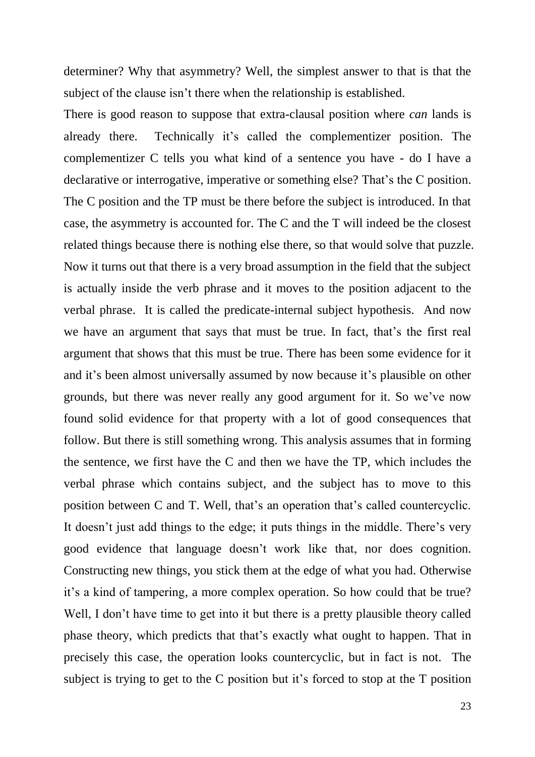determiner? Why that asymmetry? Well, the simplest answer to that is that the subject of the clause isn't there when the relationship is established.

There is good reason to suppose that extra-clausal position where *can* lands is already there. Technically it's called the complementizer position. The complementizer C tells you what kind of a sentence you have - do I have a declarative or interrogative, imperative or something else? That's the C position. The C position and the TP must be there before the subject is introduced. In that case, the asymmetry is accounted for. The C and the T will indeed be the closest related things because there is nothing else there, so that would solve that puzzle. Now it turns out that there is a very broad assumption in the field that the subject is actually inside the verb phrase and it moves to the position adjacent to the verbal phrase. It is called the predicate-internal subject hypothesis. And now we have an argument that says that must be true. In fact, that's the first real argument that shows that this must be true. There has been some evidence for it and it's been almost universally assumed by now because it's plausible on other grounds, but there was never really any good argument for it. So we've now found solid evidence for that property with a lot of good consequences that follow. But there is still something wrong. This analysis assumes that in forming the sentence, we first have the C and then we have the TP, which includes the verbal phrase which contains subject, and the subject has to move to this position between C and T. Well, that's an operation that's called countercyclic. It doesn't just add things to the edge; it puts things in the middle. There's very good evidence that language doesn't work like that, nor does cognition. Constructing new things, you stick them at the edge of what you had. Otherwise it's a kind of tampering, a more complex operation. So how could that be true? Well, I don't have time to get into it but there is a pretty plausible theory called phase theory, which predicts that that's exactly what ought to happen. That in precisely this case, the operation looks countercyclic, but in fact is not. The subject is trying to get to the C position but it's forced to stop at the T position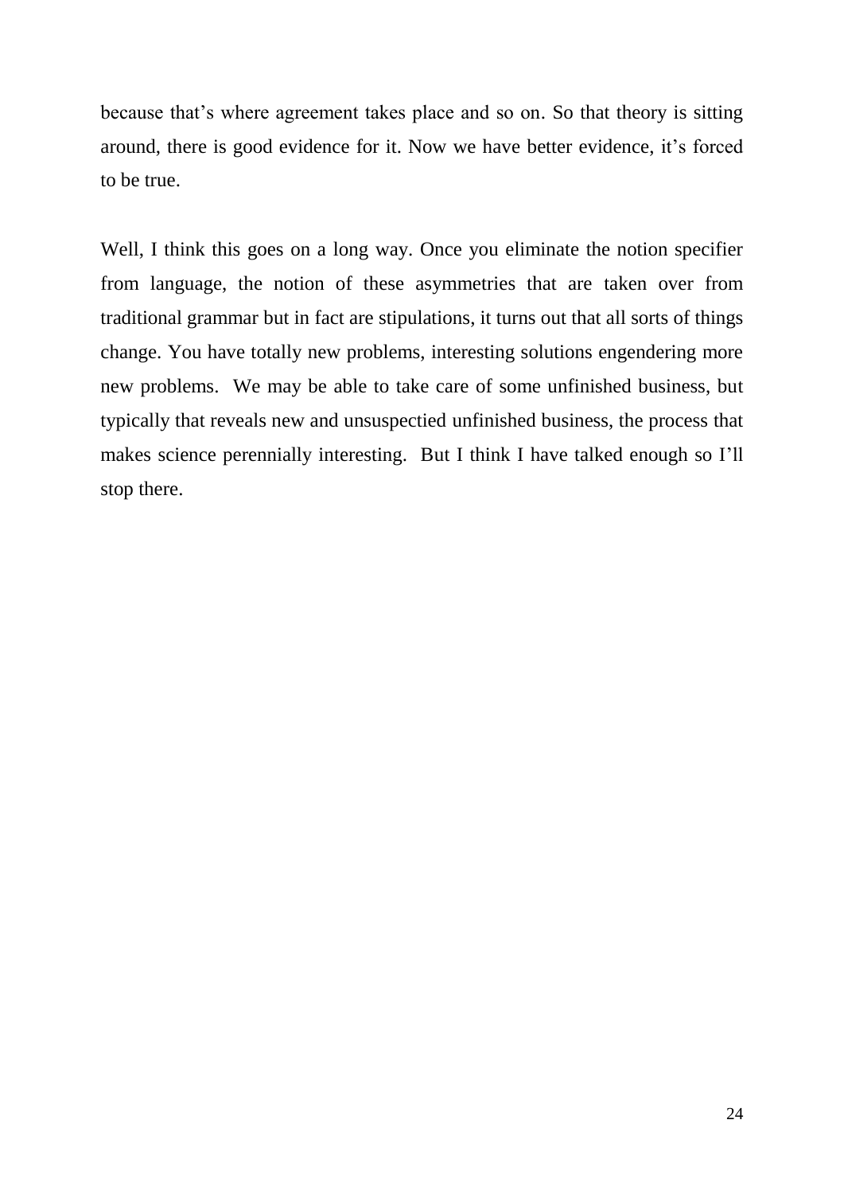because that's where agreement takes place and so on. So that theory is sitting around, there is good evidence for it. Now we have better evidence, it's forced to be true.

Well, I think this goes on a long way. Once you eliminate the notion specifier from language, the notion of these asymmetries that are taken over from traditional grammar but in fact are stipulations, it turns out that all sorts of things change. You have totally new problems, interesting solutions engendering more new problems. We may be able to take care of some unfinished business, but typically that reveals new and unsuspectied unfinished business, the process that makes science perennially interesting. But I think I have talked enough so I'll stop there.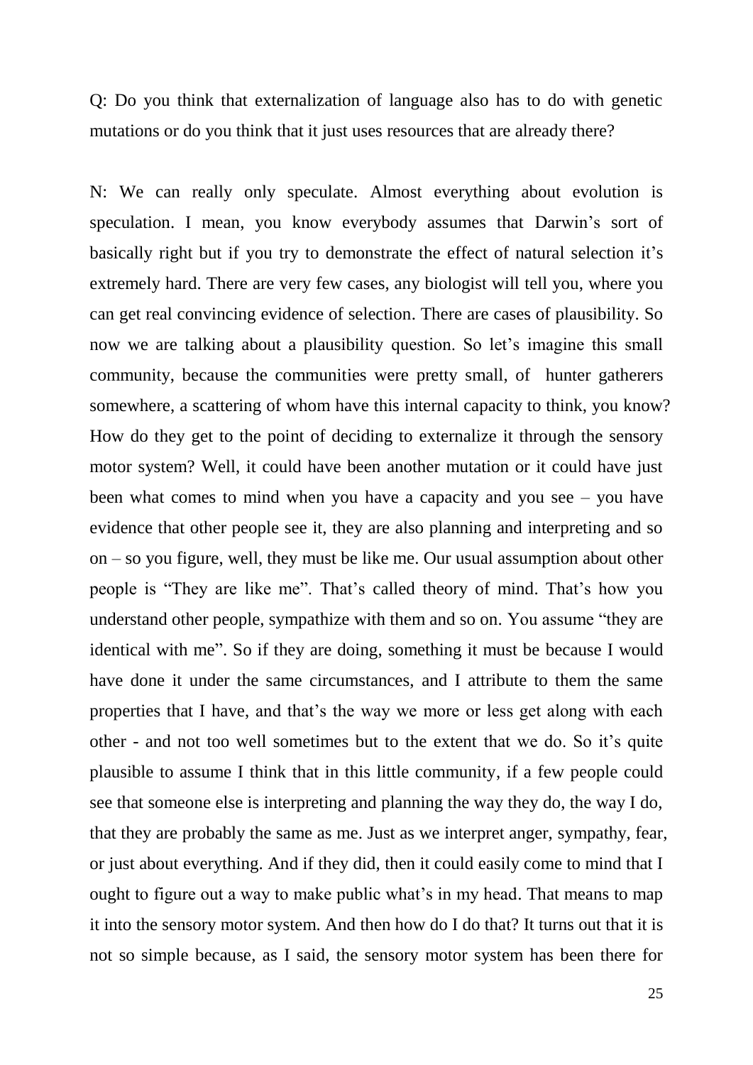Q: Do you think that externalization of language also has to do with genetic mutations or do you think that it just uses resources that are already there?

N: We can really only speculate. Almost everything about evolution is speculation. I mean, you know everybody assumes that Darwin's sort of basically right but if you try to demonstrate the effect of natural selection it's extremely hard. There are very few cases, any biologist will tell you, where you can get real convincing evidence of selection. There are cases of plausibility. So now we are talking about a plausibility question. So let's imagine this small community, because the communities were pretty small, of hunter gatherers somewhere, a scattering of whom have this internal capacity to think, you know? How do they get to the point of deciding to externalize it through the sensory motor system? Well, it could have been another mutation or it could have just been what comes to mind when you have a capacity and you see – you have evidence that other people see it, they are also planning and interpreting and so on – so you figure, well, they must be like me. Our usual assumption about other people is "They are like me". That's called theory of mind. That's how you understand other people, sympathize with them and so on. You assume "they are identical with me". So if they are doing, something it must be because I would have done it under the same circumstances, and I attribute to them the same properties that I have, and that's the way we more or less get along with each other - and not too well sometimes but to the extent that we do. So it's quite plausible to assume I think that in this little community, if a few people could see that someone else is interpreting and planning the way they do, the way I do, that they are probably the same as me. Just as we interpret anger, sympathy, fear, or just about everything. And if they did, then it could easily come to mind that I ought to figure out a way to make public what's in my head. That means to map it into the sensory motor system. And then how do I do that? It turns out that it is not so simple because, as I said, the sensory motor system has been there for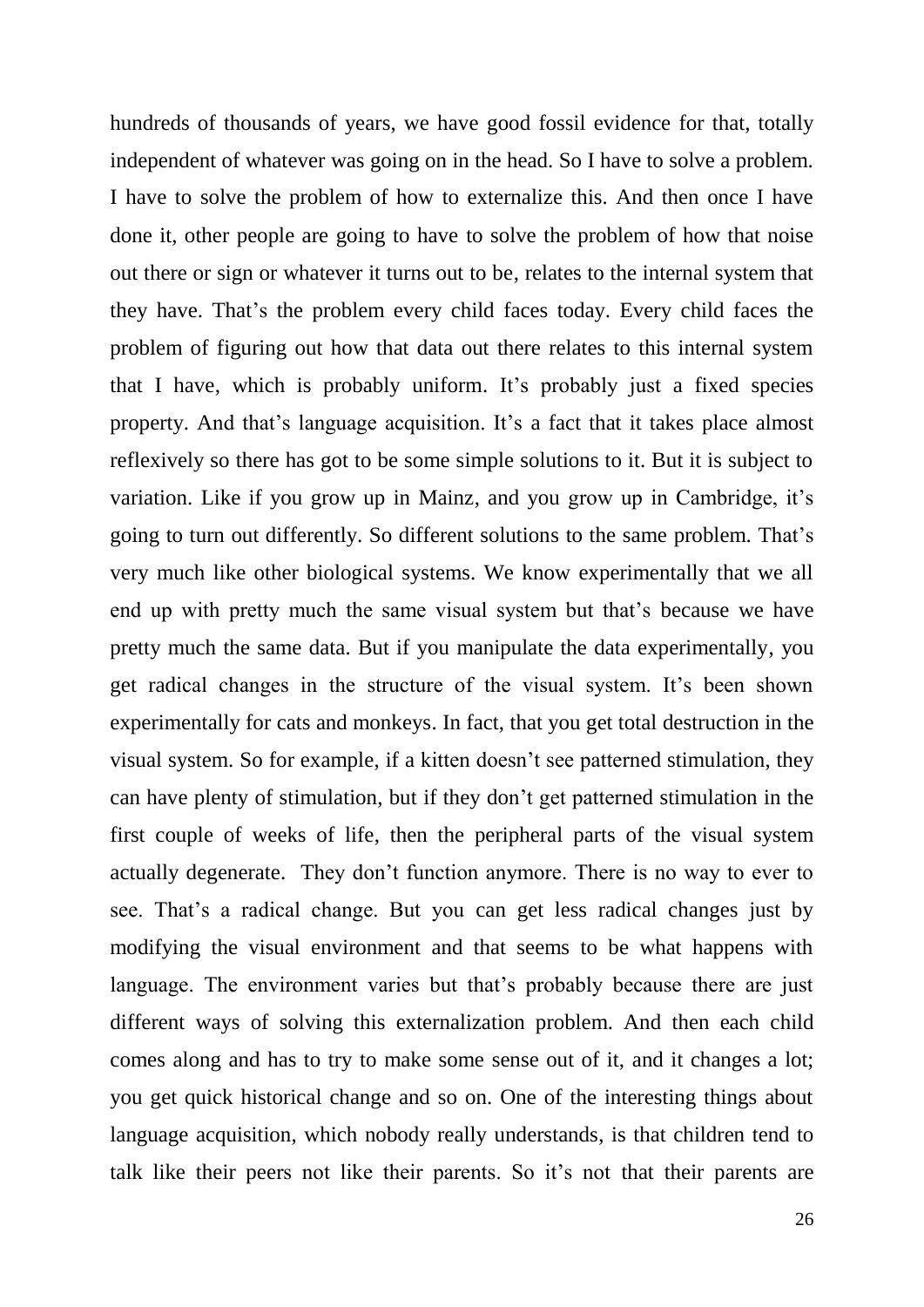hundreds of thousands of years, we have good fossil evidence for that, totally independent of whatever was going on in the head. So I have to solve a problem. I have to solve the problem of how to externalize this. And then once I have done it, other people are going to have to solve the problem of how that noise out there or sign or whatever it turns out to be, relates to the internal system that they have. That's the problem every child faces today. Every child faces the problem of figuring out how that data out there relates to this internal system that I have, which is probably uniform. It's probably just a fixed species property. And that's language acquisition. It's a fact that it takes place almost reflexively so there has got to be some simple solutions to it. But it is subject to variation. Like if you grow up in Mainz, and you grow up in Cambridge, it's going to turn out differently. So different solutions to the same problem. That's very much like other biological systems. We know experimentally that we all end up with pretty much the same visual system but that's because we have pretty much the same data. But if you manipulate the data experimentally, you get radical changes in the structure of the visual system. It's been shown experimentally for cats and monkeys. In fact, that you get total destruction in the visual system. So for example, if a kitten doesn't see patterned stimulation, they can have plenty of stimulation, but if they don't get patterned stimulation in the first couple of weeks of life, then the peripheral parts of the visual system actually degenerate. They don't function anymore. There is no way to ever to see. That's a radical change. But you can get less radical changes just by modifying the visual environment and that seems to be what happens with language. The environment varies but that's probably because there are just different ways of solving this externalization problem. And then each child comes along and has to try to make some sense out of it, and it changes a lot; you get quick historical change and so on. One of the interesting things about language acquisition, which nobody really understands, is that children tend to talk like their peers not like their parents. So it's not that their parents are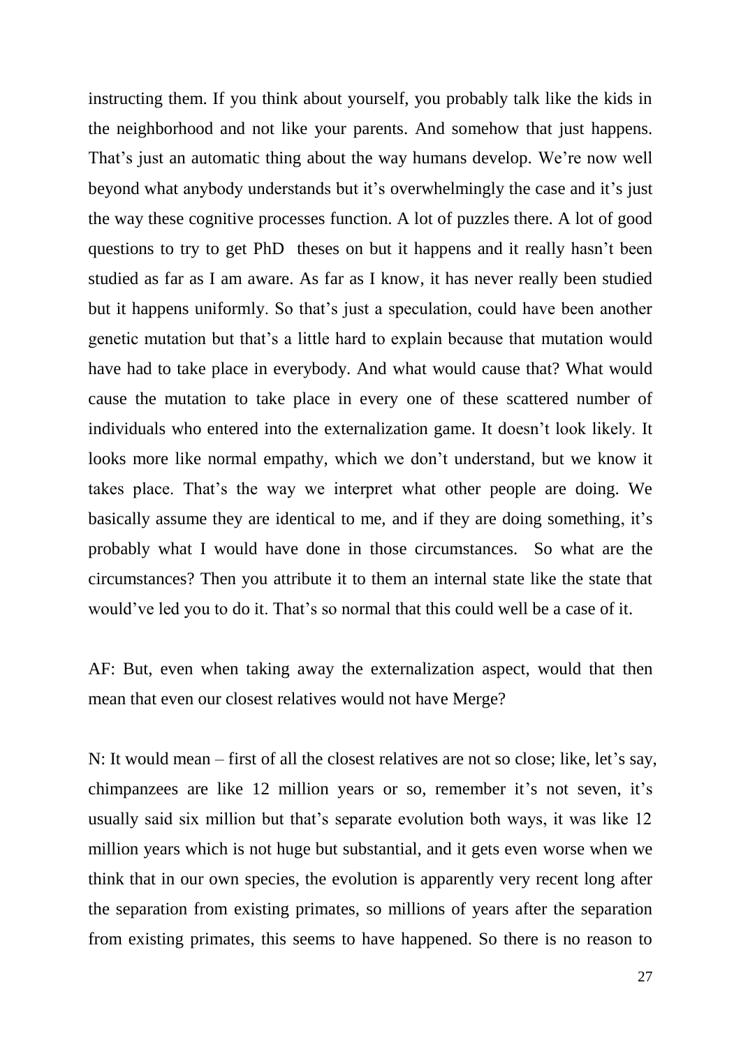instructing them. If you think about yourself, you probably talk like the kids in the neighborhood and not like your parents. And somehow that just happens. That's just an automatic thing about the way humans develop. We're now well beyond what anybody understands but it's overwhelmingly the case and it's just the way these cognitive processes function. A lot of puzzles there. A lot of good questions to try to get PhD theses on but it happens and it really hasn't been studied as far as I am aware. As far as I know, it has never really been studied but it happens uniformly. So that's just a speculation, could have been another genetic mutation but that's a little hard to explain because that mutation would have had to take place in everybody. And what would cause that? What would cause the mutation to take place in every one of these scattered number of individuals who entered into the externalization game. It doesn't look likely. It looks more like normal empathy, which we don't understand, but we know it takes place. That's the way we interpret what other people are doing. We basically assume they are identical to me, and if they are doing something, it's probably what I would have done in those circumstances. So what are the circumstances? Then you attribute it to them an internal state like the state that would've led you to do it. That's so normal that this could well be a case of it.

AF: But, even when taking away the externalization aspect, would that then mean that even our closest relatives would not have Merge?

N: It would mean – first of all the closest relatives are not so close; like, let's say, chimpanzees are like 12 million years or so, remember it's not seven, it's usually said six million but that's separate evolution both ways, it was like 12 million years which is not huge but substantial, and it gets even worse when we think that in our own species, the evolution is apparently very recent long after the separation from existing primates, so millions of years after the separation from existing primates, this seems to have happened. So there is no reason to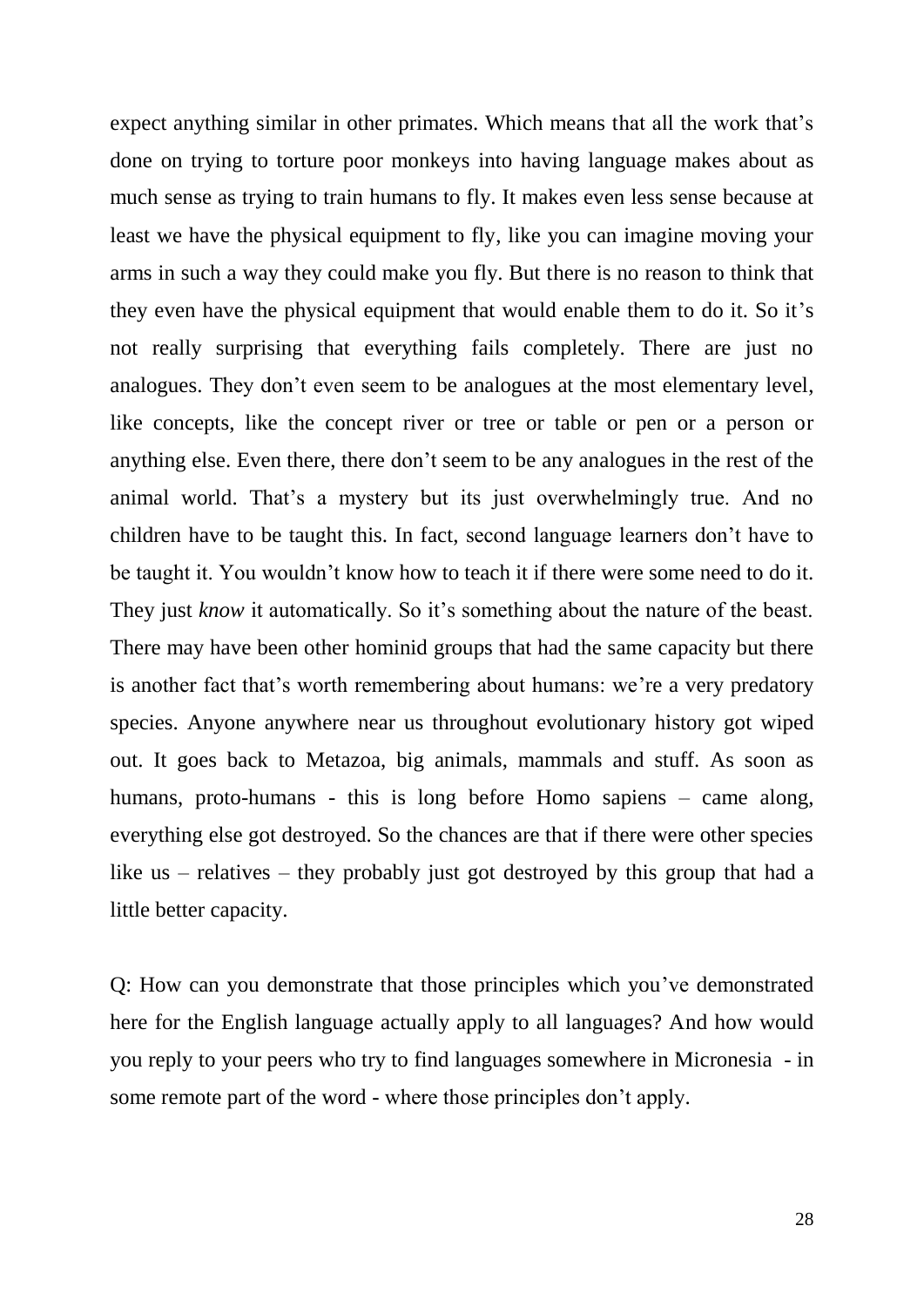expect anything similar in other primates. Which means that all the work that's done on trying to torture poor monkeys into having language makes about as much sense as trying to train humans to fly. It makes even less sense because at least we have the physical equipment to fly, like you can imagine moving your arms in such a way they could make you fly. But there is no reason to think that they even have the physical equipment that would enable them to do it. So it's not really surprising that everything fails completely. There are just no analogues. They don't even seem to be analogues at the most elementary level, like concepts, like the concept river or tree or table or pen or a person or anything else. Even there, there don't seem to be any analogues in the rest of the animal world. That's a mystery but its just overwhelmingly true. And no children have to be taught this. In fact, second language learners don't have to be taught it. You wouldn't know how to teach it if there were some need to do it. They just *know* it automatically. So it's something about the nature of the beast. There may have been other hominid groups that had the same capacity but there is another fact that's worth remembering about humans: we're a very predatory species. Anyone anywhere near us throughout evolutionary history got wiped out. It goes back to Metazoa, big animals, mammals and stuff. As soon as humans, proto-humans - this is long before Homo sapiens – came along, everything else got destroyed. So the chances are that if there were other species like us – relatives – they probably just got destroyed by this group that had a little better capacity.

Q: How can you demonstrate that those principles which you've demonstrated here for the English language actually apply to all languages? And how would you reply to your peers who try to find languages somewhere in Micronesia - in some remote part of the word - where those principles don't apply.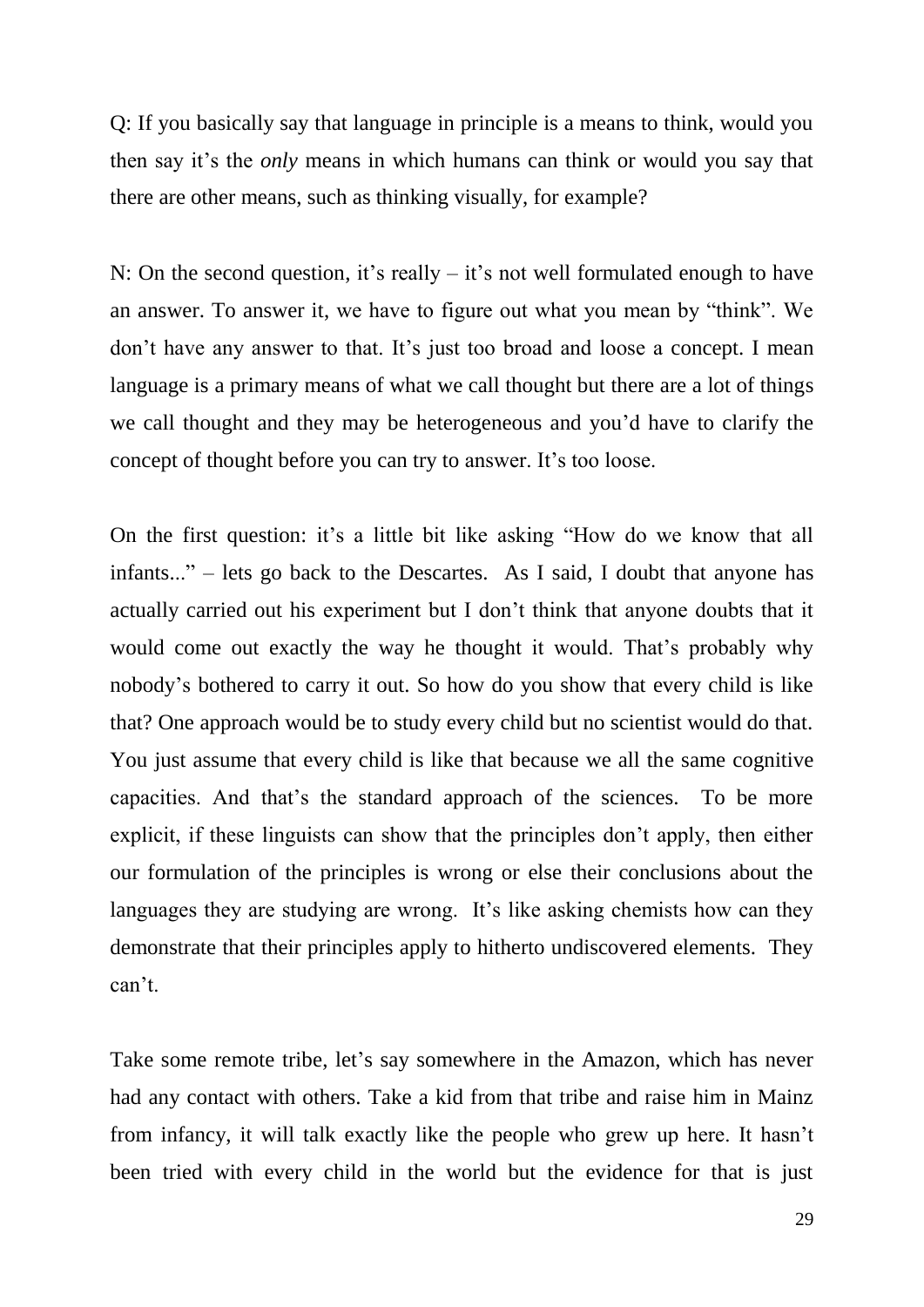Q: If you basically say that language in principle is a means to think, would you then say it's the *only* means in which humans can think or would you say that there are other means, such as thinking visually, for example?

N: On the second question, it's really – it's not well formulated enough to have an answer. To answer it, we have to figure out what you mean by "think". We don't have any answer to that. It's just too broad and loose a concept. I mean language is a primary means of what we call thought but there are a lot of things we call thought and they may be heterogeneous and you'd have to clarify the concept of thought before you can try to answer. It's too loose.

On the first question: it's a little bit like asking "How do we know that all infants..." – lets go back to the Descartes. As I said, I doubt that anyone has actually carried out his experiment but I don't think that anyone doubts that it would come out exactly the way he thought it would. That's probably why nobody's bothered to carry it out. So how do you show that every child is like that? One approach would be to study every child but no scientist would do that. You just assume that every child is like that because we all the same cognitive capacities. And that's the standard approach of the sciences. To be more explicit, if these linguists can show that the principles don't apply, then either our formulation of the principles is wrong or else their conclusions about the languages they are studying are wrong. It's like asking chemists how can they demonstrate that their principles apply to hitherto undiscovered elements. They can't.

Take some remote tribe, let's say somewhere in the Amazon, which has never had any contact with others. Take a kid from that tribe and raise him in Mainz from infancy, it will talk exactly like the people who grew up here. It hasn't been tried with every child in the world but the evidence for that is just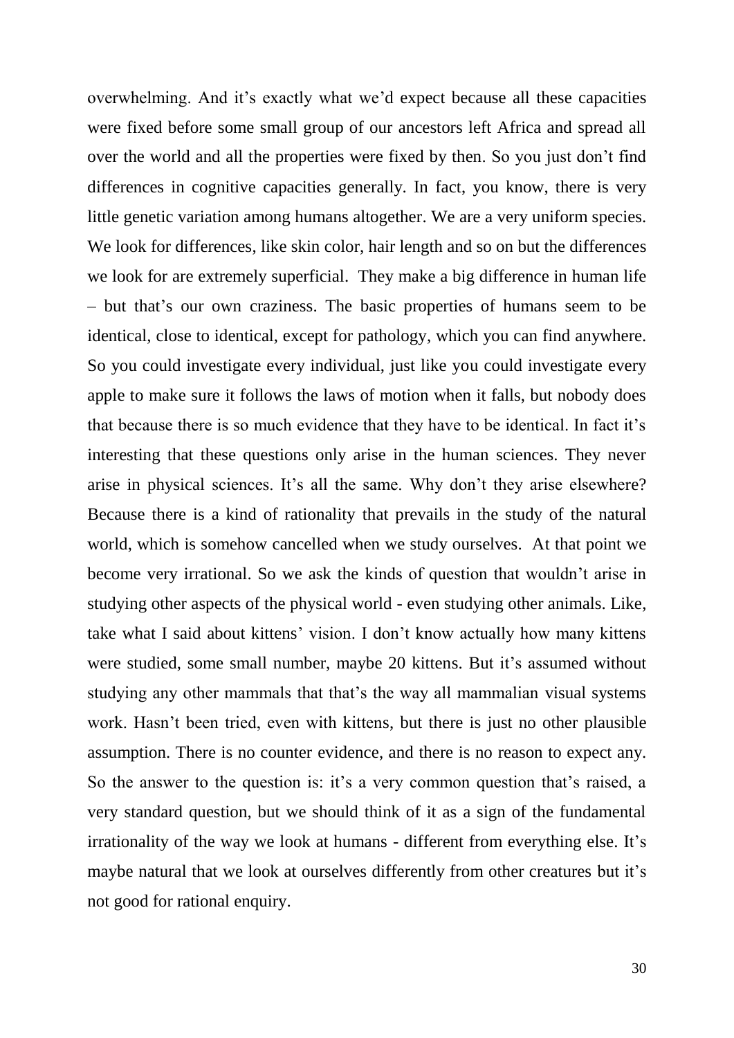overwhelming. And it's exactly what we'd expect because all these capacities were fixed before some small group of our ancestors left Africa and spread all over the world and all the properties were fixed by then. So you just don't find differences in cognitive capacities generally. In fact, you know, there is very little genetic variation among humans altogether. We are a very uniform species. We look for differences, like skin color, hair length and so on but the differences we look for are extremely superficial. They make a big difference in human life – but that's our own craziness. The basic properties of humans seem to be identical, close to identical, except for pathology, which you can find anywhere. So you could investigate every individual, just like you could investigate every apple to make sure it follows the laws of motion when it falls, but nobody does that because there is so much evidence that they have to be identical. In fact it's interesting that these questions only arise in the human sciences. They never arise in physical sciences. It's all the same. Why don't they arise elsewhere? Because there is a kind of rationality that prevails in the study of the natural world, which is somehow cancelled when we study ourselves. At that point we become very irrational. So we ask the kinds of question that wouldn't arise in studying other aspects of the physical world - even studying other animals. Like, take what I said about kittens' vision. I don't know actually how many kittens were studied, some small number, maybe 20 kittens. But it's assumed without studying any other mammals that that's the way all mammalian visual systems work. Hasn't been tried, even with kittens, but there is just no other plausible assumption. There is no counter evidence, and there is no reason to expect any. So the answer to the question is: it's a very common question that's raised, a very standard question, but we should think of it as a sign of the fundamental irrationality of the way we look at humans - different from everything else. It's maybe natural that we look at ourselves differently from other creatures but it's not good for rational enquiry.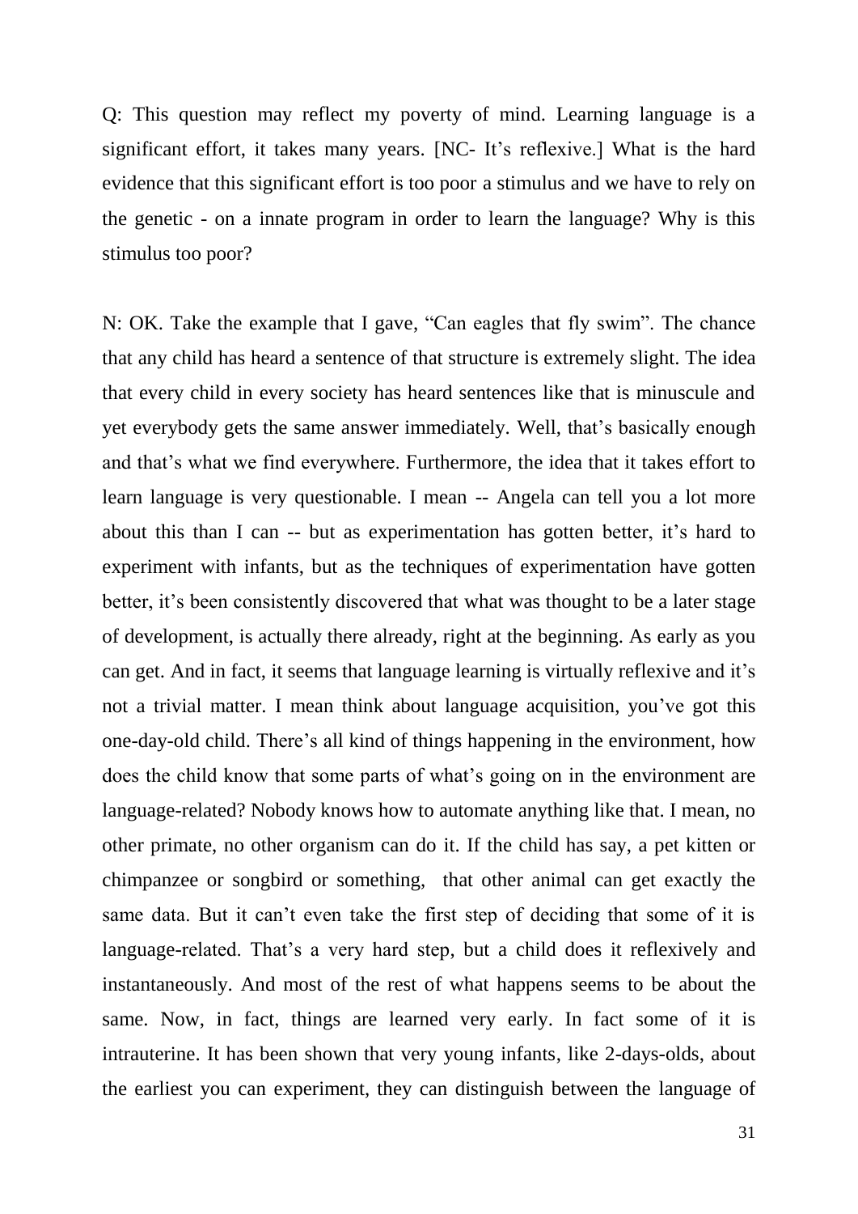Q: This question may reflect my poverty of mind. Learning language is a significant effort, it takes many years. [NC- It's reflexive.] What is the hard evidence that this significant effort is too poor a stimulus and we have to rely on the genetic - on a innate program in order to learn the language? Why is this stimulus too poor?

N: OK. Take the example that I gave, "Can eagles that fly swim". The chance that any child has heard a sentence of that structure is extremely slight. The idea that every child in every society has heard sentences like that is minuscule and yet everybody gets the same answer immediately. Well, that's basically enough and that's what we find everywhere. Furthermore, the idea that it takes effort to learn language is very questionable. I mean -- Angela can tell you a lot more about this than I can -- but as experimentation has gotten better, it's hard to experiment with infants, but as the techniques of experimentation have gotten better, it's been consistently discovered that what was thought to be a later stage of development, is actually there already, right at the beginning. As early as you can get. And in fact, it seems that language learning is virtually reflexive and it's not a trivial matter. I mean think about language acquisition, you've got this one-day-old child. There's all kind of things happening in the environment, how does the child know that some parts of what's going on in the environment are language-related? Nobody knows how to automate anything like that. I mean, no other primate, no other organism can do it. If the child has say, a pet kitten or chimpanzee or songbird or something, that other animal can get exactly the same data. But it can't even take the first step of deciding that some of it is language-related. That's a very hard step, but a child does it reflexively and instantaneously. And most of the rest of what happens seems to be about the same. Now, in fact, things are learned very early. In fact some of it is intrauterine. It has been shown that very young infants, like 2-days-olds, about the earliest you can experiment, they can distinguish between the language of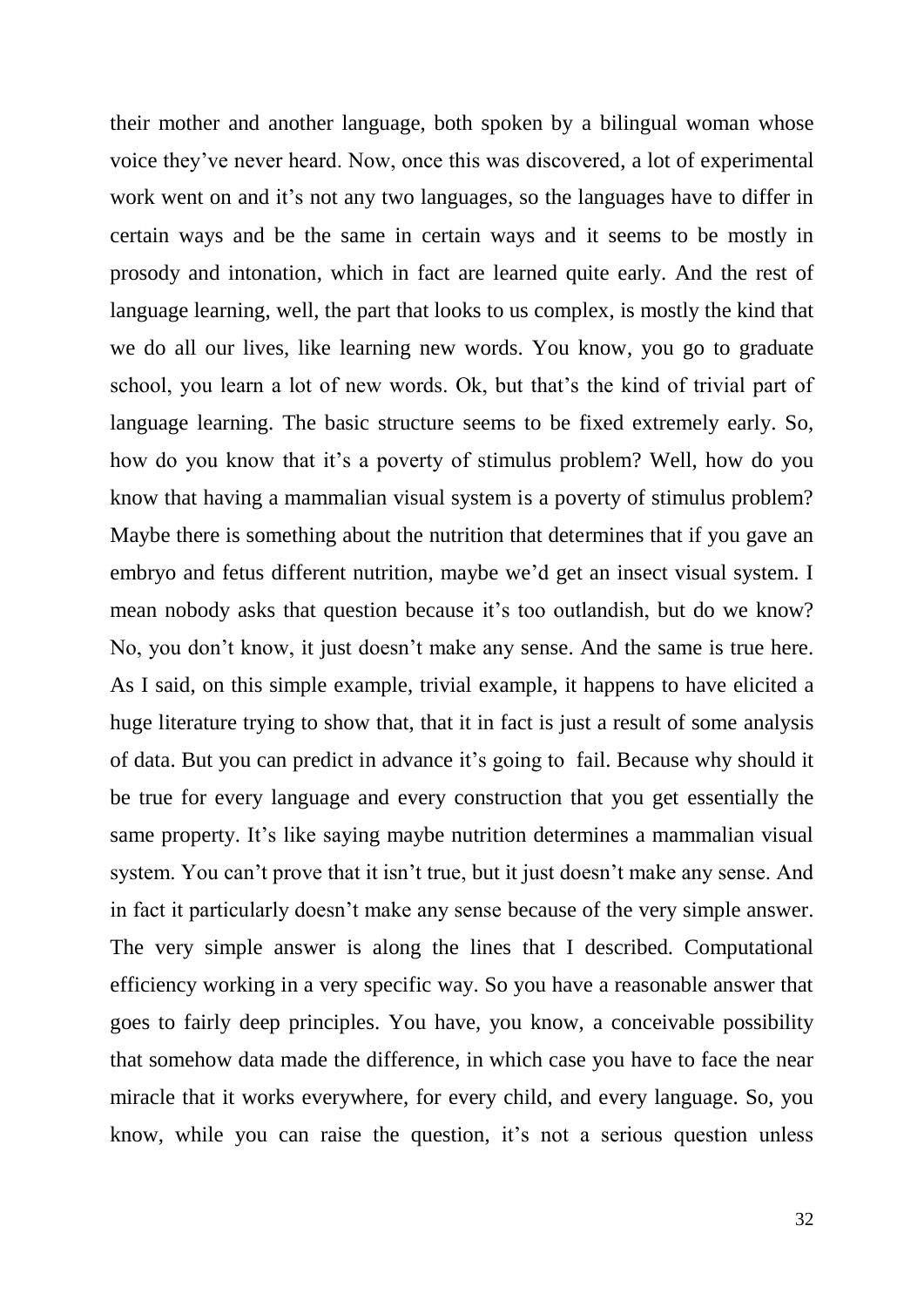their mother and another language, both spoken by a bilingual woman whose voice they've never heard. Now, once this was discovered, a lot of experimental work went on and it's not any two languages, so the languages have to differ in certain ways and be the same in certain ways and it seems to be mostly in prosody and intonation, which in fact are learned quite early. And the rest of language learning, well, the part that looks to us complex, is mostly the kind that we do all our lives, like learning new words. You know, you go to graduate school, you learn a lot of new words. Ok, but that's the kind of trivial part of language learning. The basic structure seems to be fixed extremely early. So, how do you know that it's a poverty of stimulus problem? Well, how do you know that having a mammalian visual system is a poverty of stimulus problem? Maybe there is something about the nutrition that determines that if you gave an embryo and fetus different nutrition, maybe we'd get an insect visual system. I mean nobody asks that question because it's too outlandish, but do we know? No, you don't know, it just doesn't make any sense. And the same is true here. As I said, on this simple example, trivial example, it happens to have elicited a huge literature trying to show that, that it in fact is just a result of some analysis of data. But you can predict in advance it's going to fail. Because why should it be true for every language and every construction that you get essentially the same property. It's like saying maybe nutrition determines a mammalian visual system. You can't prove that it isn't true, but it just doesn't make any sense. And in fact it particularly doesn't make any sense because of the very simple answer. The very simple answer is along the lines that I described. Computational efficiency working in a very specific way. So you have a reasonable answer that goes to fairly deep principles. You have, you know, a conceivable possibility that somehow data made the difference, in which case you have to face the near miracle that it works everywhere, for every child, and every language. So, you know, while you can raise the question, it's not a serious question unless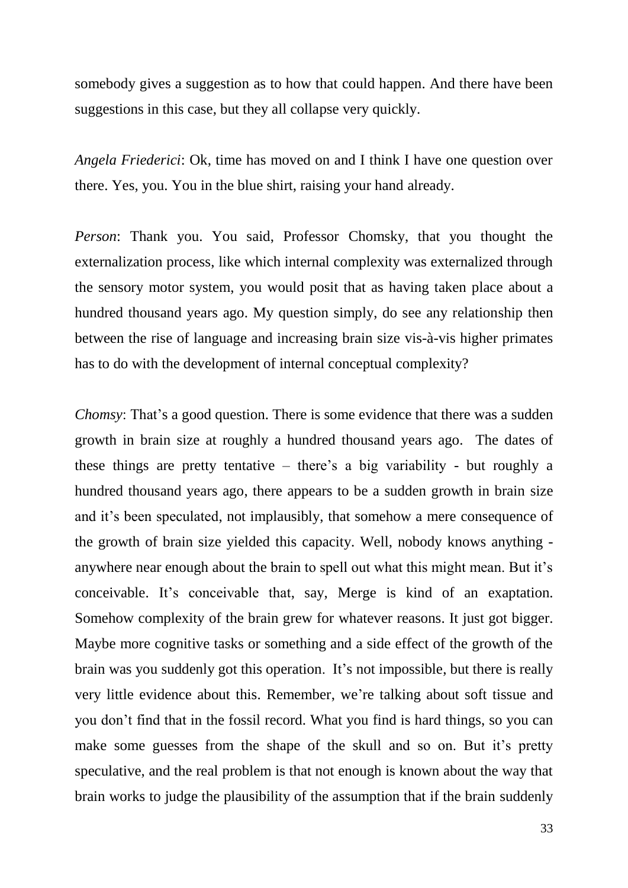somebody gives a suggestion as to how that could happen. And there have been suggestions in this case, but they all collapse very quickly.

*Angela Friederici*: Ok, time has moved on and I think I have one question over there. Yes, you. You in the blue shirt, raising your hand already.

*Person*: Thank you. You said, Professor Chomsky, that you thought the externalization process, like which internal complexity was externalized through the sensory motor system, you would posit that as having taken place about a hundred thousand years ago. My question simply, do see any relationship then between the rise of language and increasing brain size vis-à-vis higher primates has to do with the development of internal conceptual complexity?

*Chomsy*: That's a good question. There is some evidence that there was a sudden growth in brain size at roughly a hundred thousand years ago. The dates of these things are pretty tentative – there's a big variability - but roughly a hundred thousand years ago, there appears to be a sudden growth in brain size and it's been speculated, not implausibly, that somehow a mere consequence of the growth of brain size yielded this capacity. Well, nobody knows anything - anywhere near enough about the brain to spell out what this might mean. But it's conceivable. It's conceivable that, say, Merge is kind of an exaptation. Somehow complexity of the brain grew for whatever reasons. It just got bigger. Maybe more cognitive tasks or something and a side effect of the growth of the brain was you suddenly got this operation. It's not impossible, but there is really very little evidence about this. Remember, we're talking about soft tissue and you don't find that in the fossil record. What you find is hard things, so you can make some guesses from the shape of the skull and so on. But it's pretty speculative, and the real problem is that not enough is known about the way that brain works to judge the plausibility of the assumption that if the brain suddenly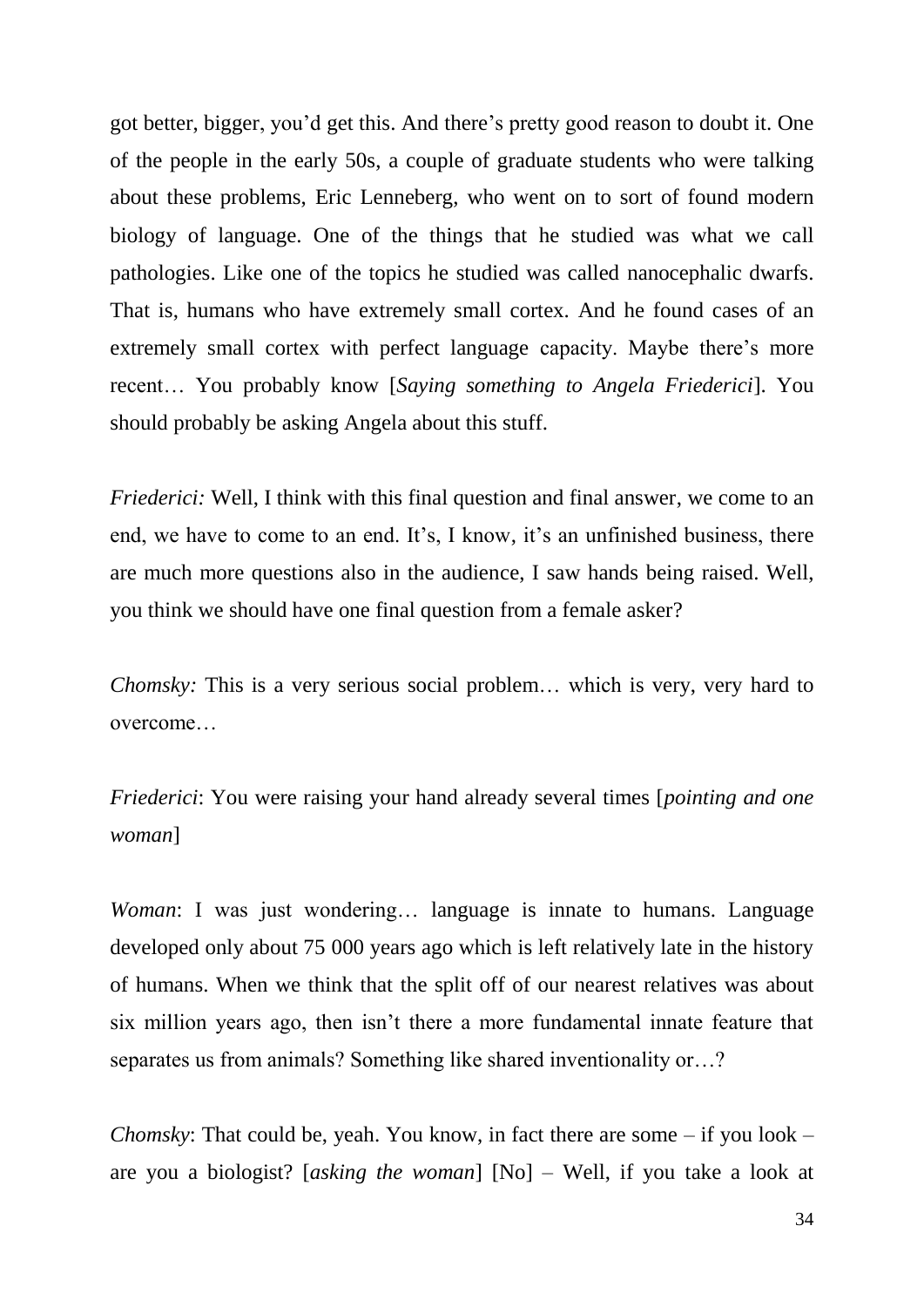got better, bigger, you'd get this. And there's pretty good reason to doubt it. One of the people in the early 50s, a couple of graduate students who were talking about these problems, Eric Lenneberg, who went on to sort of found modern biology of language. One of the things that he studied was what we call pathologies. Like one of the topics he studied was called nanocephalic dwarfs. That is, humans who have extremely small cortex. And he found cases of an extremely small cortex with perfect language capacity. Maybe there's more recent… You probably know [*Saying something to Angela Friederici*]. You should probably be asking Angela about this stuff.

*Friederici:* Well, I think with this final question and final answer, we come to an end, we have to come to an end. It's, I know, it's an unfinished business, there are much more questions also in the audience, I saw hands being raised. Well, you think we should have one final question from a female asker?

*Chomsky:* This is a very serious social problem… which is very, very hard to overcome…

*Friederici*: You were raising your hand already several times [*pointing and one woman*]

*Woman*: I was just wondering… language is innate to humans. Language developed only about 75 000 years ago which is left relatively late in the history of humans. When we think that the split off of our nearest relatives was about six million years ago, then isn't there a more fundamental innate feature that separates us from animals? Something like shared inventionality or…?

*Chomsky*: That could be, yeah. You know, in fact there are some – if you look – are you a biologist? [*asking the woman*] [No] – Well, if you take a look at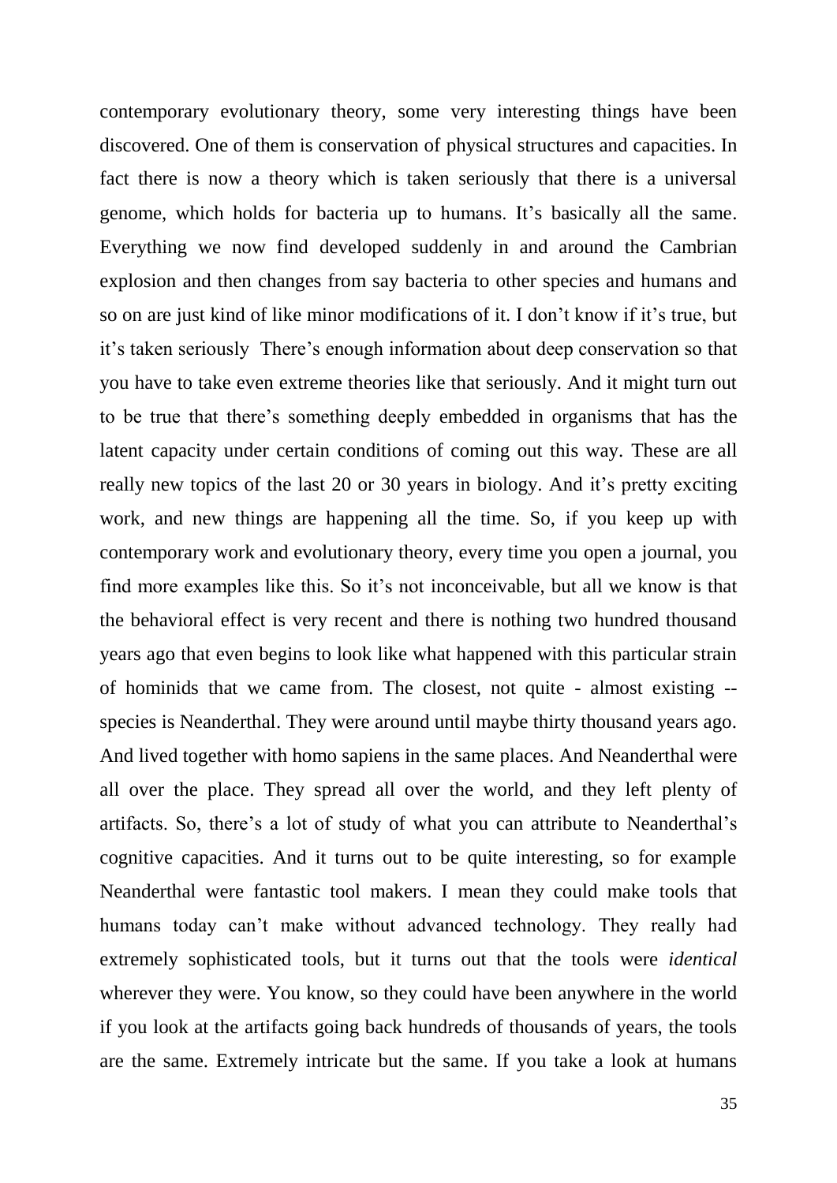contemporary evolutionary theory, some very interesting things have been discovered. One of them is conservation of physical structures and capacities. In fact there is now a theory which is taken seriously that there is a universal genome, which holds for bacteria up to humans. It's basically all the same. Everything we now find developed suddenly in and around the Cambrian explosion and then changes from say bacteria to other species and humans and so on are just kind of like minor modifications of it. I don't know if it's true, but it's taken seriously There's enough information about deep conservation so that you have to take even extreme theories like that seriously. And it might turn out to be true that there's something deeply embedded in organisms that has the latent capacity under certain conditions of coming out this way. These are all really new topics of the last 20 or 30 years in biology. And it's pretty exciting work, and new things are happening all the time. So, if you keep up with contemporary work and evolutionary theory, every time you open a journal, you find more examples like this. So it's not inconceivable, but all we know is that the behavioral effect is very recent and there is nothing two hundred thousand years ago that even begins to look like what happened with this particular strain of hominids that we came from. The closest, not quite - almost existing -- species is Neanderthal. They were around until maybe thirty thousand years ago. And lived together with homo sapiens in the same places. And Neanderthal were all over the place. They spread all over the world, and they left plenty of artifacts. So, there's a lot of study of what you can attribute to Neanderthal's cognitive capacities. And it turns out to be quite interesting, so for example Neanderthal were fantastic tool makers. I mean they could make tools that humans today can't make without advanced technology. They really had extremely sophisticated tools, but it turns out that the tools were *identical* wherever they were. You know, so they could have been anywhere in the world if you look at the artifacts going back hundreds of thousands of years, the tools are the same. Extremely intricate but the same. If you take a look at humans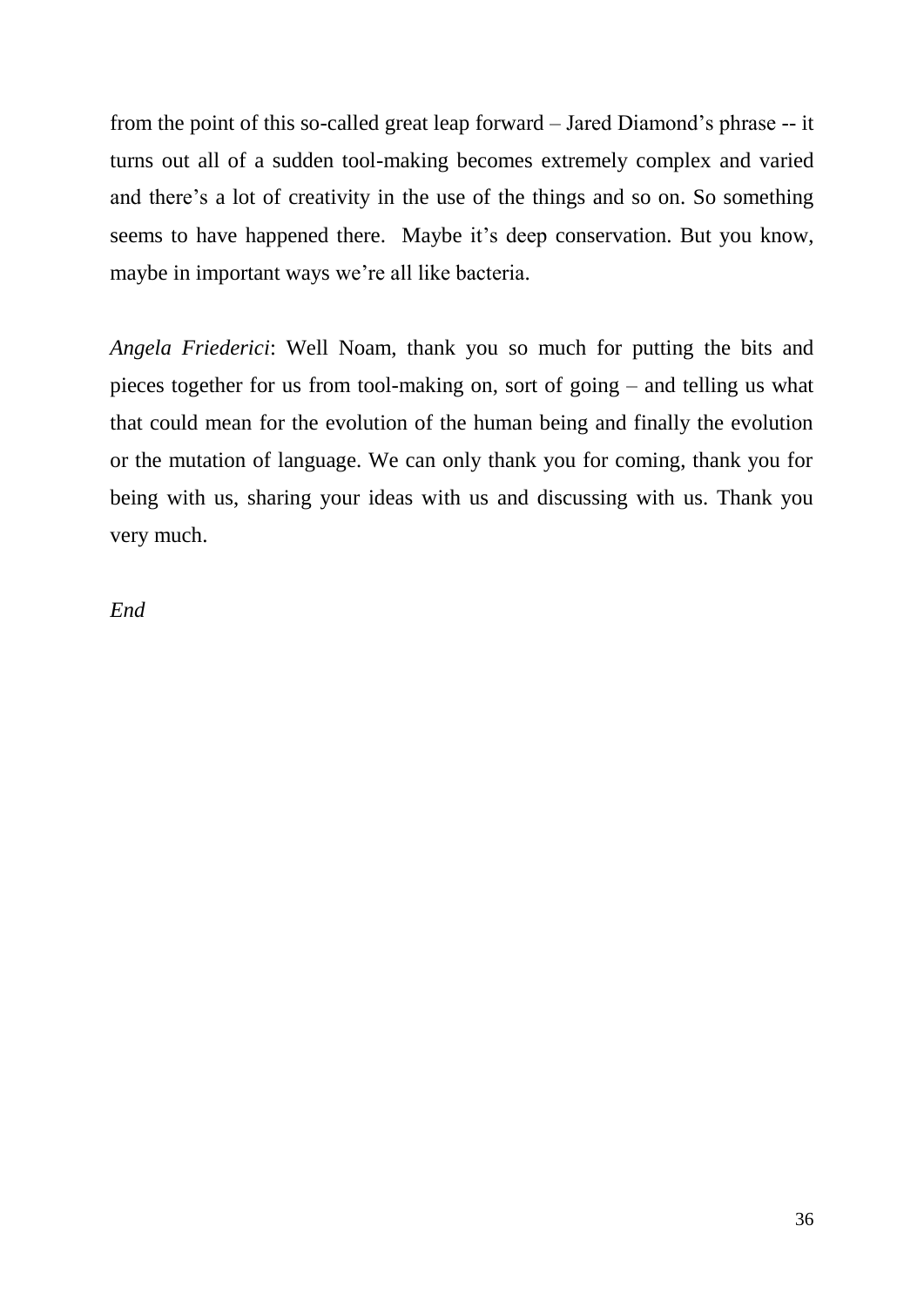from the point of this so-called great leap forward – Jared Diamond's phrase -- it turns out all of a sudden tool-making becomes extremely complex and varied and there's a lot of creativity in the use of the things and so on. So something seems to have happened there. Maybe it's deep conservation. But you know, maybe in important ways we're all like bacteria.

*Angela Friederici*: Well Noam, thank you so much for putting the bits and pieces together for us from tool-making on, sort of going – and telling us what that could mean for the evolution of the human being and finally the evolution or the mutation of language. We can only thank you for coming, thank you for being with us, sharing your ideas with us and discussing with us. Thank you very much.

*End*